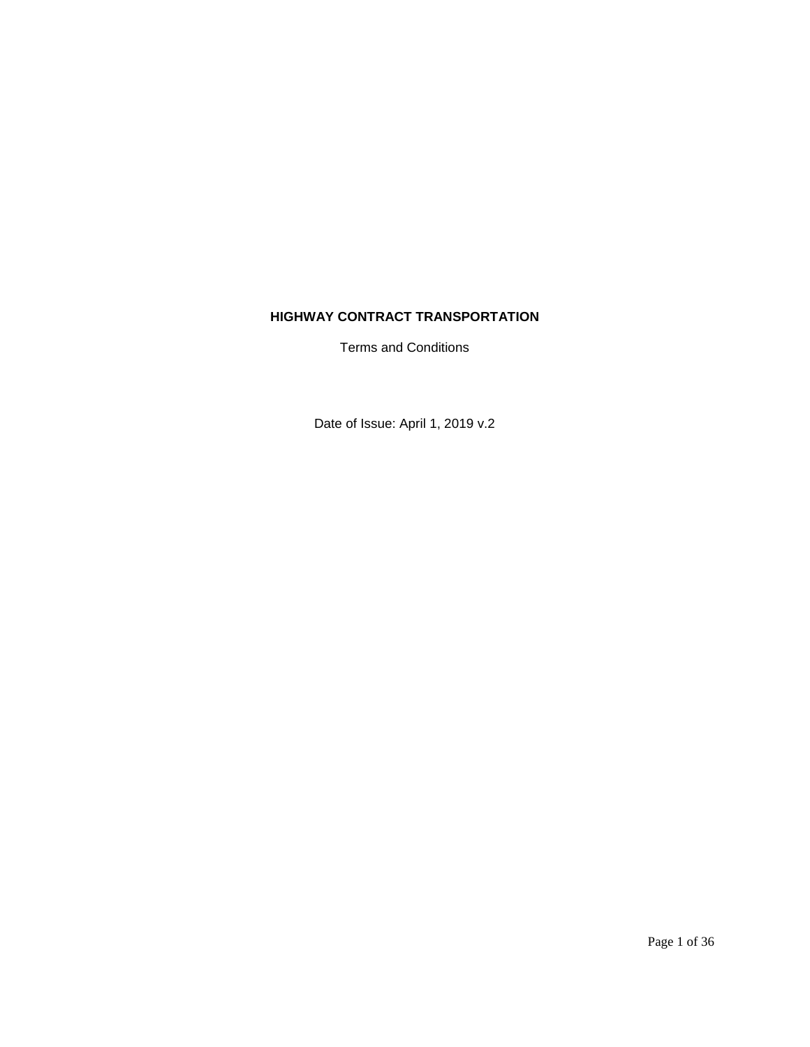# HIGHWAY CONTRACT TRANSPORTATION

Terms and Conditions

Date of Issue: April 1, 2019 v.2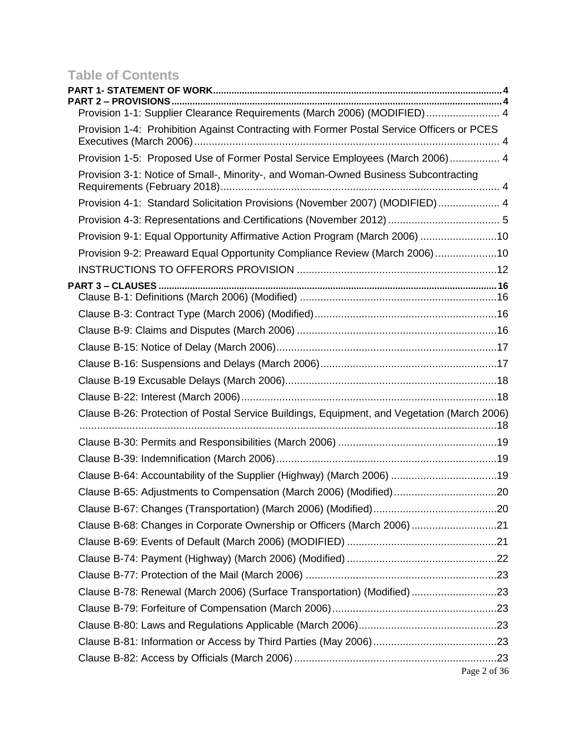# Table of Contents

**PART 1- STATEMENT OF WORK** .......... 4

**PART 2 – PROVISIONS** .......... 4

- Provision 1-1: Supplier Clearance Requirements (March 2006) (MODIFIED) .......... 4
- Provision 1-4: Prohibition Against Contracting with Former Postal Service Officers or PCES Executives (March 2006) .......... 4
- Provision 1-5: Proposed Use of Former Postal Service Employees (March 2006) .......... 4
- Provision 3-1: Notice of Small-, Minority-, and Woman-Owned Business Subcontracting Requirements (February 2018) .......... 4
- Provision 4-1: Standard Solicitation Provisions (November 2007) (MODIFIED) .......... 4
- Provision 4-3: Representations and Certifications (November 2012) .......... 5
- Provision 9-1: Equal Opportunity Affirmative Action Program (March 2006) .......... 10
- Provision 9-2: Preaward Equal Opportunity Compliance Review (March 2006) .......... 10
- INSTRUCTIONS TO OFFERORS PROVISION .......... 12

**PART 3 – CLAUSES** .......... 16

- Clause B-1: Definitions (March 2006) (Modified) .......... 16
- Clause B-3: Contract Type (March 2006) (Modified) .......... 16
- Clause B-9: Claims and Disputes (March 2006) .......... 16
- Clause B-15: Notice of Delay (March 2006) .......... 17
- Clause B-16: Suspensions and Delays (March 2006) .......... 17
- Clause B-19 Excusable Delays (March 2006) .......... 18
- Clause B-22: Interest (March 2006) .......... 18
- Clause B-26: Protection of Postal Service Buildings, Equipment, and Vegetation (March 2006) .......... 18
- Clause B-30: Permits and Responsibilities (March 2006) .......... 19
- Clause B-39: Indemnification (March 2006) .......... 19
- Clause B-64: Accountability of the Supplier (Highway) (March 2006) .......... 19
- Clause B-65: Adjustments to Compensation (March 2006) (Modified) .......... 20
- Clause B-67: Changes (Transportation) (March 2006) (Modified) .......... 20
- Clause B-68: Changes in Corporate Ownership or Officers (March 2006) .......... 21
- Clause B-69: Events of Default (March 2006) (MODIFIED) .......... 21
- Clause B-74: Payment (Highway) (March 2006) (Modified) .......... 22
- Clause B-77: Protection of the Mail (March 2006) .......... 23
- Clause B-78: Renewal (March 2006) (Surface Transportation) (Modified) .......... 23
- Clause B-79: Forfeiture of Compensation (March 2006) .......... 23
- Clause B-80: Laws and Regulations Applicable (March 2006) .......... 23
- Clause B-81: Information or Access by Third Parties (May 2006) .......... 23
- Clause B-82: Access by Officials (March 2006) .......... 23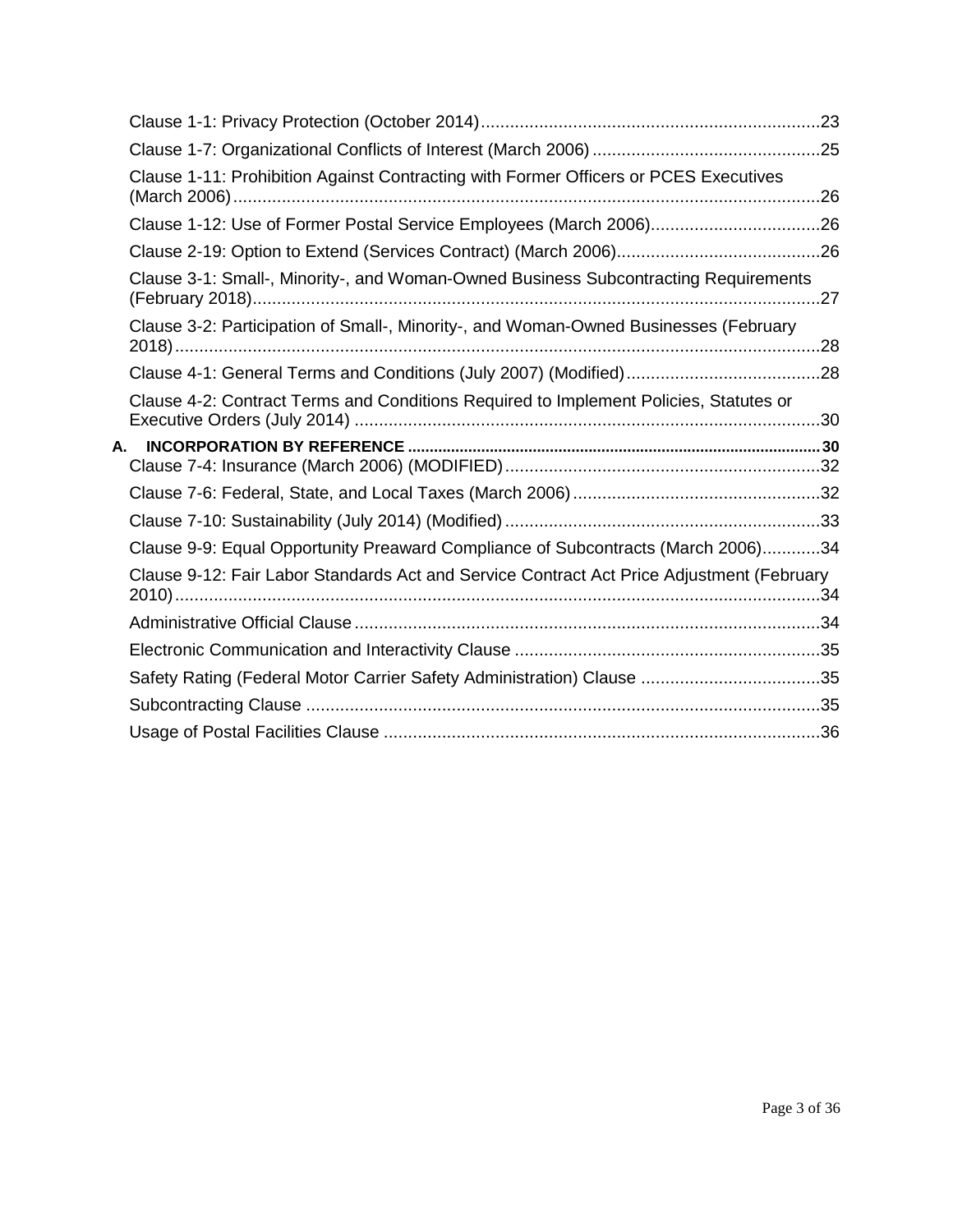Clause 1-1: Privacy Protection (October 2014) ....................................................................23

Clause 1-7: Organizational Conflicts of Interest (March 2006) ...............................................25

Clause 1-11: Prohibition Against Contracting with Former Officers or PCES Executives (March 2006) ........................................................................................................................26

Clause 1-12: Use of Former Postal Service Employees (March 2006)...................................26

Clause 2-19: Option to Extend (Services Contract) (March 2006)..........................................26

Clause 3-1: Small-, Minority-, and Woman-Owned Business Subcontracting Requirements (February 2018)....................................................................................................................27

Clause 3-2: Participation of Small-, Minority-, and Woman-Owned Businesses (February 2018)....................................................................................................................................28

Clause 4-1: General Terms and Conditions (July 2007) (Modified)........................................28

Clause 4-2: Contract Terms and Conditions Required to Implement Policies, Statutes or Executive Orders (July 2014) ................................................................................................30

**A. INCORPORATION BY REFERENCE** ..............................................................................................30

Clause 7-4: Insurance (March 2006) (MODIFIED).................................................................32

Clause 7-6: Federal, State, and Local Taxes (March 2006)...................................................32

Clause 7-10: Sustainability (July 2014) (Modified).................................................................33

Clause 9-9: Equal Opportunity Preaward Compliance of Subcontracts (March 2006)............34

Clause 9-12: Fair Labor Standards Act and Service Contract Act Price Adjustment (February 2010)....................................................................................................................................34

Administrative Official Clause................................................................................................34

Electronic Communication and Interactivity Clause ...............................................................35

Safety Rating (Federal Motor Carrier Safety Administration) Clause .....................................35

Subcontracting Clause ..........................................................................................................35

Usage of Postal Facilities Clause ..........................................................................................36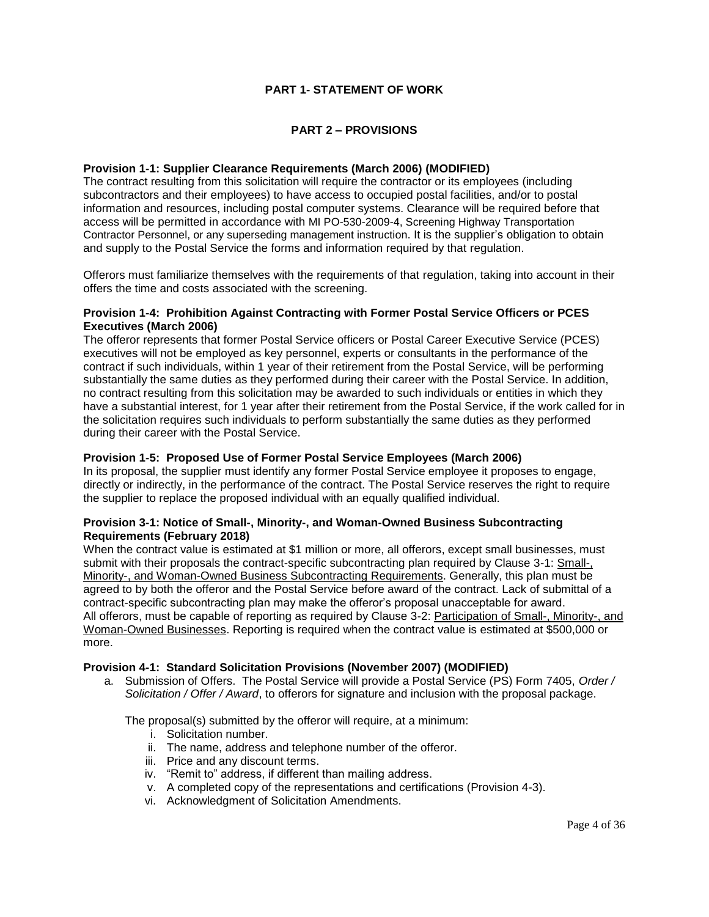## PART 1- STATEMENT OF WORK

## PART 2 – PROVISIONS

**Provision 1-1: Supplier Clearance Requirements (March 2006) (MODIFIED)**
The contract resulting from this solicitation will require the contractor or its employees (including subcontractors and their employees) to have access to occupied postal facilities, and/or to postal information and resources, including postal computer systems. Clearance will be required before that access will be permitted in accordance with MI PO-530-2009-4, Screening Highway Transportation Contractor Personnel, or any superseding management instruction. It is the supplier's obligation to obtain and supply to the Postal Service the forms and information required by that regulation.

Offerors must familiarize themselves with the requirements of that regulation, taking into account in their offers the time and costs associated with the screening.

**Provision 1-4: Prohibition Against Contracting with Former Postal Service Officers or PCES Executives (March 2006)**
The offeror represents that former Postal Service officers or Postal Career Executive Service (PCES) executives will not be employed as key personnel, experts or consultants in the performance of the contract if such individuals, within 1 year of their retirement from the Postal Service, will be performing substantially the same duties as they performed during their career with the Postal Service. In addition, no contract resulting from this solicitation may be awarded to such individuals or entities in which they have a substantial interest, for 1 year after their retirement from the Postal Service, if the work called for in the solicitation requires such individuals to perform substantially the same duties as they performed during their career with the Postal Service.

**Provision 1-5: Proposed Use of Former Postal Service Employees (March 2006)**
In its proposal, the supplier must identify any former Postal Service employee it proposes to engage, directly or indirectly, in the performance of the contract. The Postal Service reserves the right to require the supplier to replace the proposed individual with an equally qualified individual.

**Provision 3-1: Notice of Small-, Minority-, and Woman-Owned Business Subcontracting Requirements (February 2018)**
When the contract value is estimated at $1 million or more, all offerors, except small businesses, must submit with their proposals the contract-specific subcontracting plan required by Clause 3-1: Small-, Minority-, and Woman-Owned Business Subcontracting Requirements. Generally, this plan must be agreed to by both the offeror and the Postal Service before award of the contract. Lack of submittal of a contract-specific subcontracting plan may make the offeror's proposal unacceptable for award.
All offerors, must be capable of reporting as required by Clause 3-2: Participation of Small-, Minority-, and Woman-Owned Businesses. Reporting is required when the contract value is estimated at $500,000 or more.

**Provision 4-1: Standard Solicitation Provisions (November 2007) (MODIFIED)**

a. Submission of Offers. The Postal Service will provide a Postal Service (PS) Form 7405, *Order / Solicitation / Offer / Award*, to offerors for signature and inclusion with the proposal package.

   The proposal(s) submitted by the offeror will require, at a minimum:

   i. Solicitation number.
   ii. The name, address and telephone number of the offeror.
   iii. Price and any discount terms.
   iv. "Remit to" address, if different than mailing address.
   v. A completed copy of the representations and certifications (Provision 4-3).
   vi. Acknowledgment of Solicitation Amendments.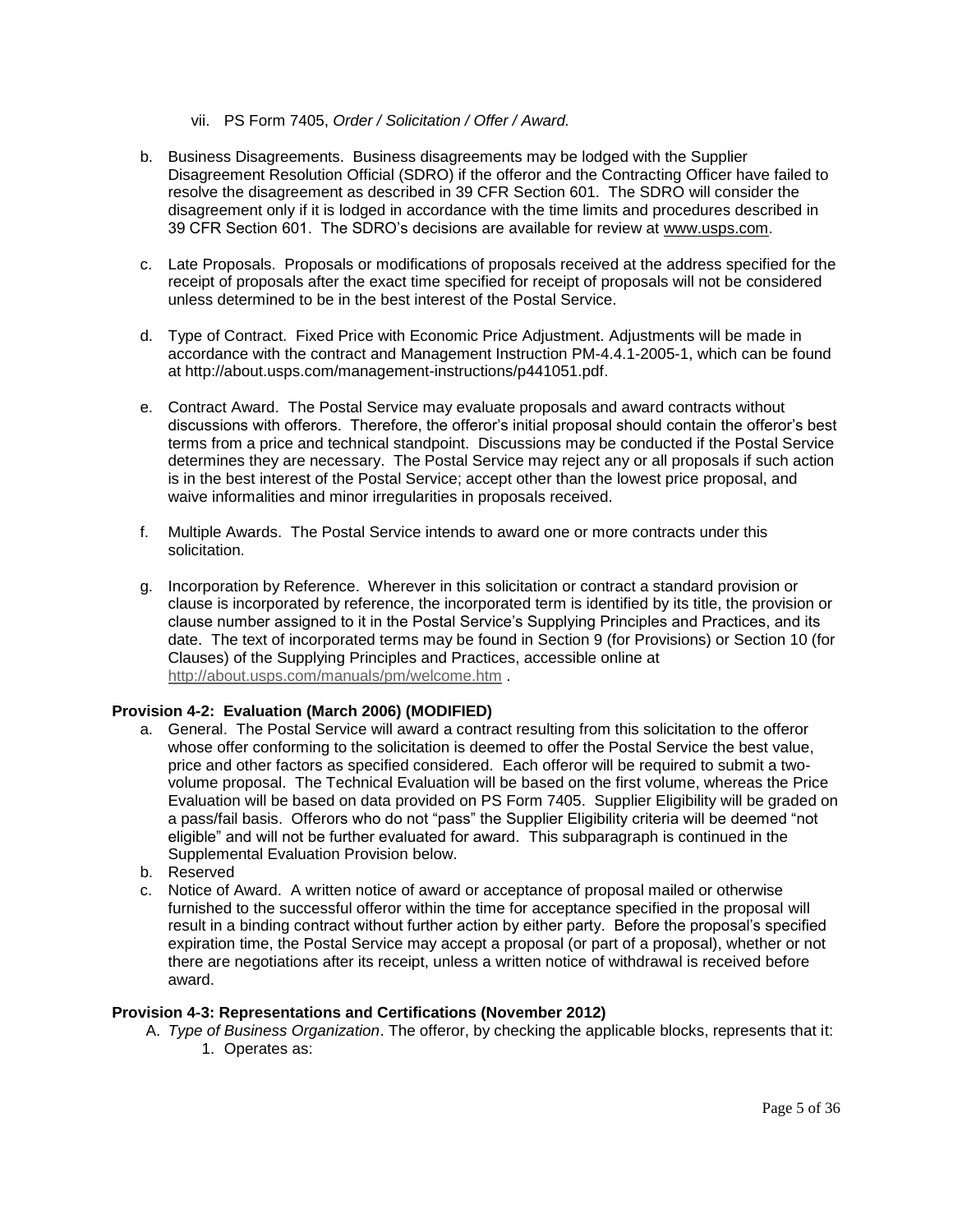vii. PS Form 7405, *Order / Solicitation / Offer / Award.*

b. Business Disagreements. Business disagreements may be lodged with the Supplier Disagreement Resolution Official (SDRO) if the offeror and the Contracting Officer have failed to resolve the disagreement as described in 39 CFR Section 601. The SDRO will consider the disagreement only if it is lodged in accordance with the time limits and procedures described in 39 CFR Section 601. The SDRO's decisions are available for review at www.usps.com.

c. Late Proposals. Proposals or modifications of proposals received at the address specified for the receipt of proposals after the exact time specified for receipt of proposals will not be considered unless determined to be in the best interest of the Postal Service.

d. Type of Contract. Fixed Price with Economic Price Adjustment. Adjustments will be made in accordance with the contract and Management Instruction PM-4.4.1-2005-1, which can be found at http://about.usps.com/management-instructions/p441051.pdf.

e. Contract Award. The Postal Service may evaluate proposals and award contracts without discussions with offerors. Therefore, the offeror's initial proposal should contain the offeror's best terms from a price and technical standpoint. Discussions may be conducted if the Postal Service determines they are necessary. The Postal Service may reject any or all proposals if such action is in the best interest of the Postal Service; accept other than the lowest price proposal, and waive informalities and minor irregularities in proposals received.

f. Multiple Awards. The Postal Service intends to award one or more contracts under this solicitation.

g. Incorporation by Reference. Wherever in this solicitation or contract a standard provision or clause is incorporated by reference, the incorporated term is identified by its title, the provision or clause number assigned to it in the Postal Service's Supplying Principles and Practices, and its date. The text of incorporated terms may be found in Section 9 (for Provisions) or Section 10 (for Clauses) of the Supplying Principles and Practices, accessible online at http://about.usps.com/manuals/pm/welcome.htm .

**Provision 4-2: Evaluation (March 2006) (MODIFIED)**

a. General. The Postal Service will award a contract resulting from this solicitation to the offeror whose offer conforming to the solicitation is deemed to offer the Postal Service the best value, price and other factors as specified considered. Each offeror will be required to submit a two-volume proposal. The Technical Evaluation will be based on the first volume, whereas the Price Evaluation will be based on data provided on PS Form 7405. Supplier Eligibility will be graded on a pass/fail basis. Offerors who do not "pass" the Supplier Eligibility criteria will be deemed "not eligible" and will not be further evaluated for award. This subparagraph is continued in the Supplemental Evaluation Provision below.

b. Reserved

c. Notice of Award. A written notice of award or acceptance of proposal mailed or otherwise furnished to the successful offeror within the time for acceptance specified in the proposal will result in a binding contract without further action by either party. Before the proposal's specified expiration time, the Postal Service may accept a proposal (or part of a proposal), whether or not there are negotiations after its receipt, unless a written notice of withdrawal is received before award.

**Provision 4-3: Representations and Certifications (November 2012)**

A. *Type of Business Organization*. The offeror, by checking the applicable blocks, represents that it:

1. Operates as: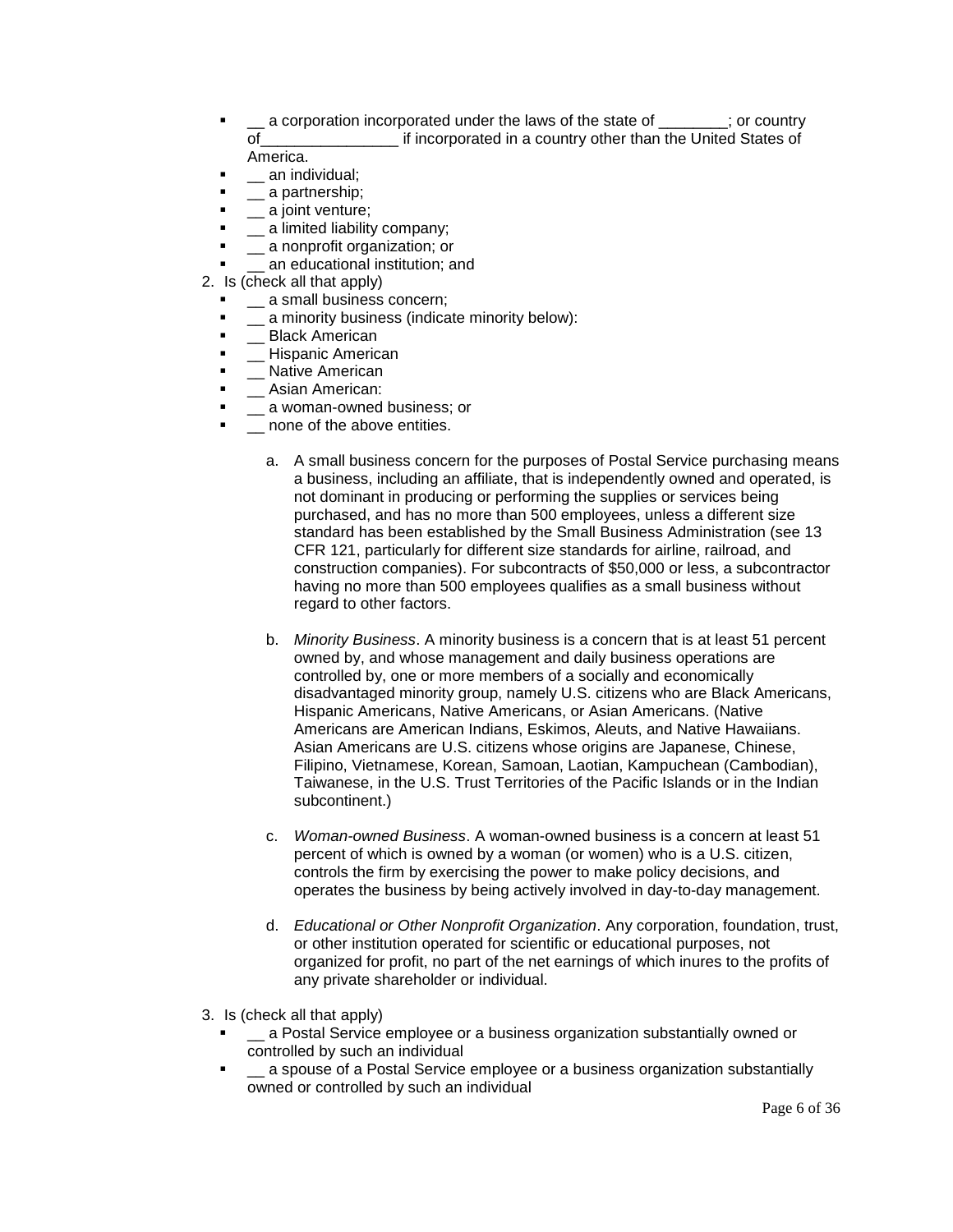- __ a corporation incorporated under the laws of the state of ________; or country of________________ if incorporated in a country other than the United States of America.
- __ an individual;
- __ a partnership;
- __ a joint venture;
- __ a limited liability company;
- __ a nonprofit organization; or
- __ an educational institution; and

2. Is (check all that apply)
   - __ a small business concern;
   - __ a minority business (indicate minority below):
   - __ Black American
   - __ Hispanic American
   - __ Native American
   - __ Asian American:
   - __ a woman-owned business; or
   - __ none of the above entities.

      a. A small business concern for the purposes of Postal Service purchasing means a business, including an affiliate, that is independently owned and operated, is not dominant in producing or performing the supplies or services being purchased, and has no more than 500 employees, unless a different size standard has been established by the Small Business Administration (see 13 CFR 121, particularly for different size standards for airline, railroad, and construction companies). For subcontracts of $50,000 or less, a subcontractor having no more than 500 employees qualifies as a small business without regard to other factors.

      b. *Minority Business*. A minority business is a concern that is at least 51 percent owned by, and whose management and daily business operations are controlled by, one or more members of a socially and economically disadvantaged minority group, namely U.S. citizens who are Black Americans, Hispanic Americans, Native Americans, or Asian Americans. (Native Americans are American Indians, Eskimos, Aleuts, and Native Hawaiians. Asian Americans are U.S. citizens whose origins are Japanese, Chinese, Filipino, Vietnamese, Korean, Samoan, Laotian, Kampuchean (Cambodian), Taiwanese, in the U.S. Trust Territories of the Pacific Islands or in the Indian subcontinent.)

      c. *Woman-owned Business*. A woman-owned business is a concern at least 51 percent of which is owned by a woman (or women) who is a U.S. citizen, controls the firm by exercising the power to make policy decisions, and operates the business by being actively involved in day-to-day management.

      d. *Educational or Other Nonprofit Organization*. Any corporation, foundation, trust, or other institution operated for scientific or educational purposes, not organized for profit, no part of the net earnings of which inures to the profits of any private shareholder or individual.

3. Is (check all that apply)
   - __ a Postal Service employee or a business organization substantially owned or controlled by such an individual
   - __ a spouse of a Postal Service employee or a business organization substantially owned or controlled by such an individual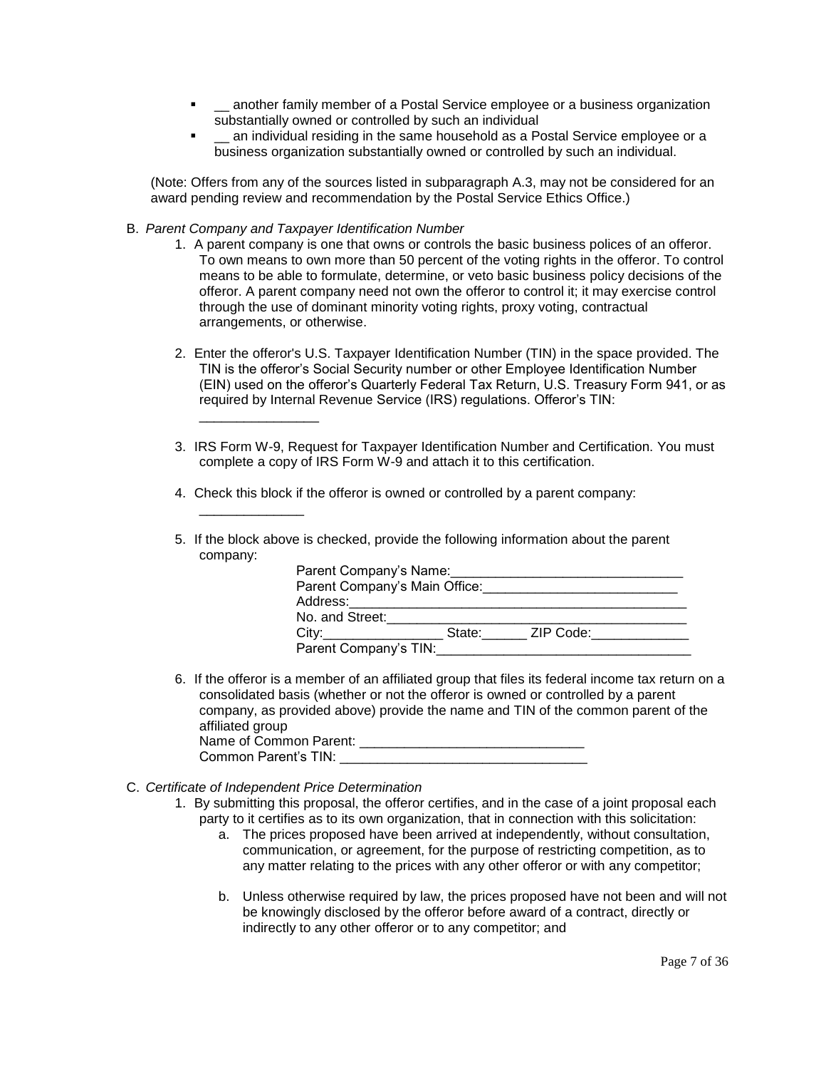- __ another family member of a Postal Service employee or a business organization substantially owned or controlled by such an individual
- __ an individual residing in the same household as a Postal Service employee or a business organization substantially owned or controlled by such an individual.

(Note: Offers from any of the sources listed in subparagraph A.3, may not be considered for an award pending review and recommendation by the Postal Service Ethics Office.)

B. *Parent Company and Taxpayer Identification Number*

1. A parent company is one that owns or controls the basic business polices of an offeror. To own means to own more than 50 percent of the voting rights in the offeror. To control means to be able to formulate, determine, or veto basic business policy decisions of the offeror. A parent company need not own the offeror to control it; it may exercise control through the use of dominant minority voting rights, proxy voting, contractual arrangements, or otherwise.

2. Enter the offeror's U.S. Taxpayer Identification Number (TIN) in the space provided. The TIN is the offeror's Social Security number or other Employee Identification Number (EIN) used on the offeror's Quarterly Federal Tax Return, U.S. Treasury Form 941, or as required by Internal Revenue Service (IRS) regulations. Offeror's TIN: ________________

3. IRS Form W-9, Request for Taxpayer Identification Number and Certification. You must complete a copy of IRS Form W-9 and attach it to this certification.

4. Check this block if the offeror is owned or controlled by a parent company: ______________

5. If the block above is checked, provide the following information about the parent company:

   Parent Company's Name:_______________________________
   Parent Company's Main Office:__________________________
   Address:_____________________________________________
   No. and Street:_________________________________________
   City:________________ State:______ ZIP Code:_____________
   Parent Company's TIN:__________________________________

6. If the offeror is a member of an affiliated group that files its federal income tax return on a consolidated basis (whether or not the offeror is owned or controlled by a parent company, as provided above) provide the name and TIN of the common parent of the affiliated group
   Name of Common Parent: ______________________________
   Common Parent's TIN: ________________________________

C. *Certificate of Independent Price Determination*

1. By submitting this proposal, the offeror certifies, and in the case of a joint proposal each party to it certifies as to its own organization, that in connection with this solicitation:

   a. The prices proposed have been arrived at independently, without consultation, communication, or agreement, for the purpose of restricting competition, as to any matter relating to the prices with any other offeror or with any competitor;

   b. Unless otherwise required by law, the prices proposed have not been and will not be knowingly disclosed by the offeror before award of a contract, directly or indirectly to any other offeror or to any competitor; and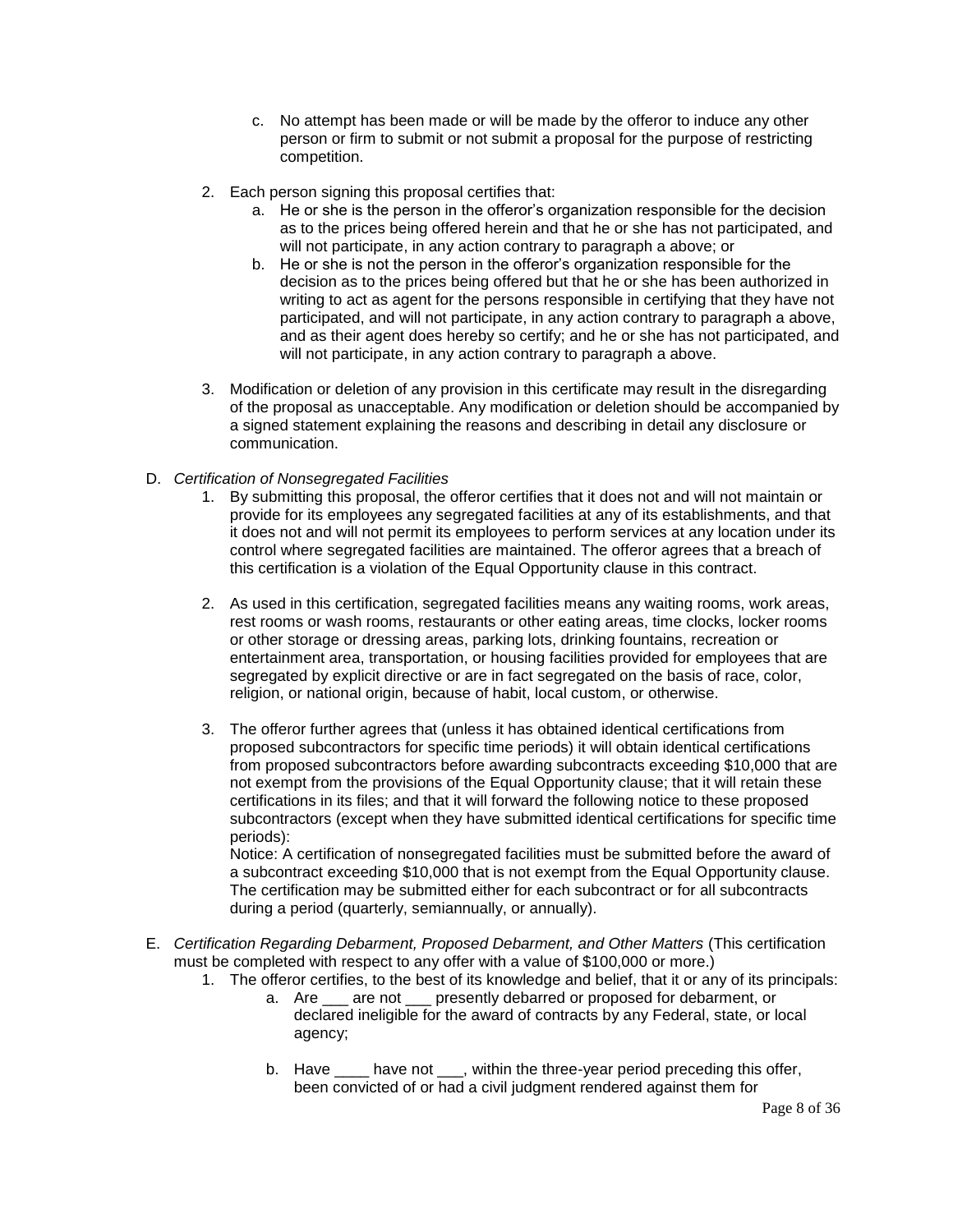c. No attempt has been made or will be made by the offeror to induce any other person or firm to submit or not submit a proposal for the purpose of restricting competition.

2. Each person signing this proposal certifies that:
   a. He or she is the person in the offeror's organization responsible for the decision as to the prices being offered herein and that he or she has not participated, and will not participate, in any action contrary to paragraph a above; or
   b. He or she is not the person in the offeror's organization responsible for the decision as to the prices being offered but that he or she has been authorized in writing to act as agent for the persons responsible in certifying that they have not participated, and will not participate, in any action contrary to paragraph a above, and as their agent does hereby so certify; and he or she has not participated, and will not participate, in any action contrary to paragraph a above.

3. Modification or deletion of any provision in this certificate may result in the disregarding of the proposal as unacceptable. Any modification or deletion should be accompanied by a signed statement explaining the reasons and describing in detail any disclosure or communication.

D. *Certification of Nonsegregated Facilities*

1. By submitting this proposal, the offeror certifies that it does not and will not maintain or provide for its employees any segregated facilities at any of its establishments, and that it does not and will not permit its employees to perform services at any location under its control where segregated facilities are maintained. The offeror agrees that a breach of this certification is a violation of the Equal Opportunity clause in this contract.

2. As used in this certification, segregated facilities means any waiting rooms, work areas, rest rooms or wash rooms, restaurants or other eating areas, time clocks, locker rooms or other storage or dressing areas, parking lots, drinking fountains, recreation or entertainment area, transportation, or housing facilities provided for employees that are segregated by explicit directive or are in fact segregated on the basis of race, color, religion, or national origin, because of habit, local custom, or otherwise.

3. The offeror further agrees that (unless it has obtained identical certifications from proposed subcontractors for specific time periods) it will obtain identical certifications from proposed subcontractors before awarding subcontracts exceeding $10,000 that are not exempt from the provisions of the Equal Opportunity clause; that it will retain these certifications in its files; and that it will forward the following notice to these proposed subcontractors (except when they have submitted identical certifications for specific time periods):
   Notice: A certification of nonsegregated facilities must be submitted before the award of a subcontract exceeding $10,000 that is not exempt from the Equal Opportunity clause. The certification may be submitted either for each subcontract or for all subcontracts during a period (quarterly, semiannually, or annually).

E. *Certification Regarding Debarment, Proposed Debarment, and Other Matters* (This certification must be completed with respect to any offer with a value of $100,000 or more.)

1. The offeror certifies, to the best of its knowledge and belief, that it or any of its principals:
   a. Are ___ are not ___ presently debarred or proposed for debarment, or declared ineligible for the award of contracts by any Federal, state, or local agency;

   b. Have ____ have not ___, within the three-year period preceding this offer, been convicted of or had a civil judgment rendered against them for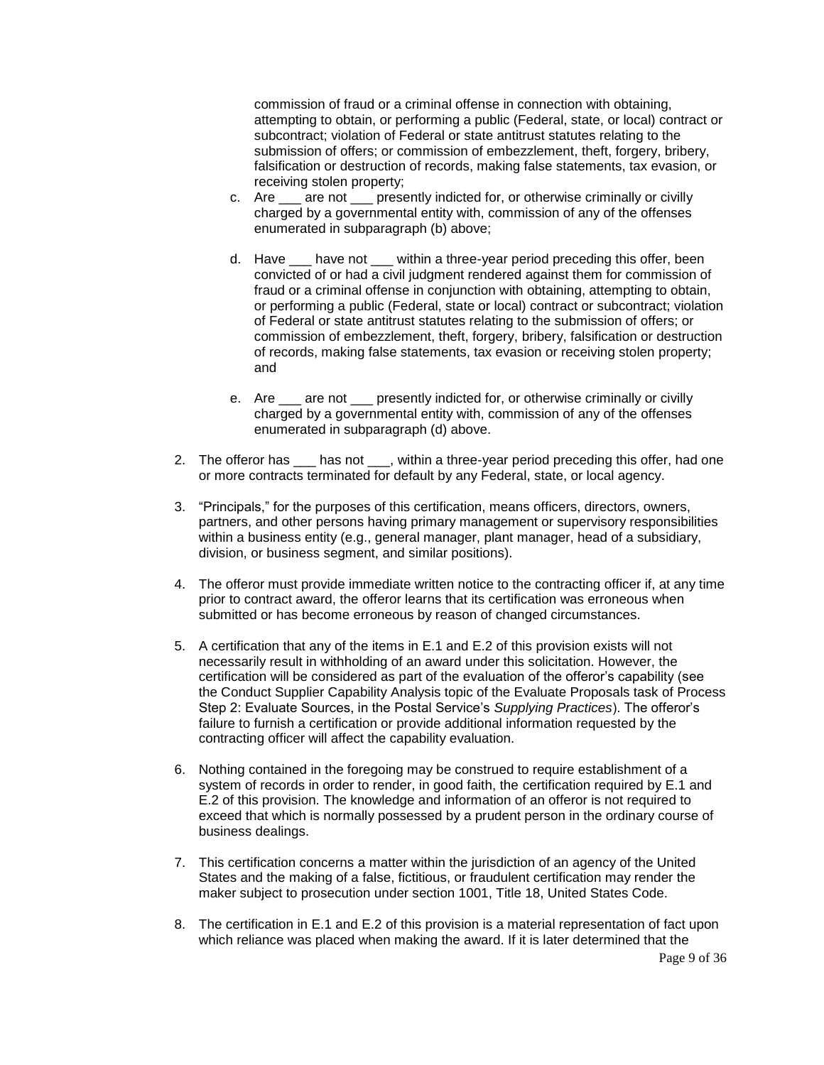commission of fraud or a criminal offense in connection with obtaining, attempting to obtain, or performing a public (Federal, state, or local) contract or subcontract; violation of Federal or state antitrust statutes relating to the submission of offers; or commission of embezzlement, theft, forgery, bribery, falsification or destruction of records, making false statements, tax evasion, or receiving stolen property;

  c. Are ___ are not ___ presently indicted for, or otherwise criminally or civilly charged by a governmental entity with, commission of any of the offenses enumerated in subparagraph (b) above;

  d. Have ___ have not ___ within a three-year period preceding this offer, been convicted of or had a civil judgment rendered against them for commission of fraud or a criminal offense in conjunction with obtaining, attempting to obtain, or performing a public (Federal, state or local) contract or subcontract; violation of Federal or state antitrust statutes relating to the submission of offers; or commission of embezzlement, theft, forgery, bribery, falsification or destruction of records, making false statements, tax evasion or receiving stolen property; and

  e. Are ___ are not ___ presently indicted for, or otherwise criminally or civilly charged by a governmental entity with, commission of any of the offenses enumerated in subparagraph (d) above.

2. The offeror has ___ has not ___, within a three-year period preceding this offer, had one or more contracts terminated for default by any Federal, state, or local agency.

3. "Principals," for the purposes of this certification, means officers, directors, owners, partners, and other persons having primary management or supervisory responsibilities within a business entity (e.g., general manager, plant manager, head of a subsidiary, division, or business segment, and similar positions).

4. The offeror must provide immediate written notice to the contracting officer if, at any time prior to contract award, the offeror learns that its certification was erroneous when submitted or has become erroneous by reason of changed circumstances.

5. A certification that any of the items in E.1 and E.2 of this provision exists will not necessarily result in withholding of an award under this solicitation. However, the certification will be considered as part of the evaluation of the offeror's capability (see the Conduct Supplier Capability Analysis topic of the Evaluate Proposals task of Process Step 2: Evaluate Sources, in the Postal Service's *Supplying Practices*). The offeror's failure to furnish a certification or provide additional information requested by the contracting officer will affect the capability evaluation.

6. Nothing contained in the foregoing may be construed to require establishment of a system of records in order to render, in good faith, the certification required by E.1 and E.2 of this provision. The knowledge and information of an offeror is not required to exceed that which is normally possessed by a prudent person in the ordinary course of business dealings.

7. This certification concerns a matter within the jurisdiction of an agency of the United States and the making of a false, fictitious, or fraudulent certification may render the maker subject to prosecution under section 1001, Title 18, United States Code.

8. The certification in E.1 and E.2 of this provision is a material representation of fact upon which reliance was placed when making the award. If it is later determined that the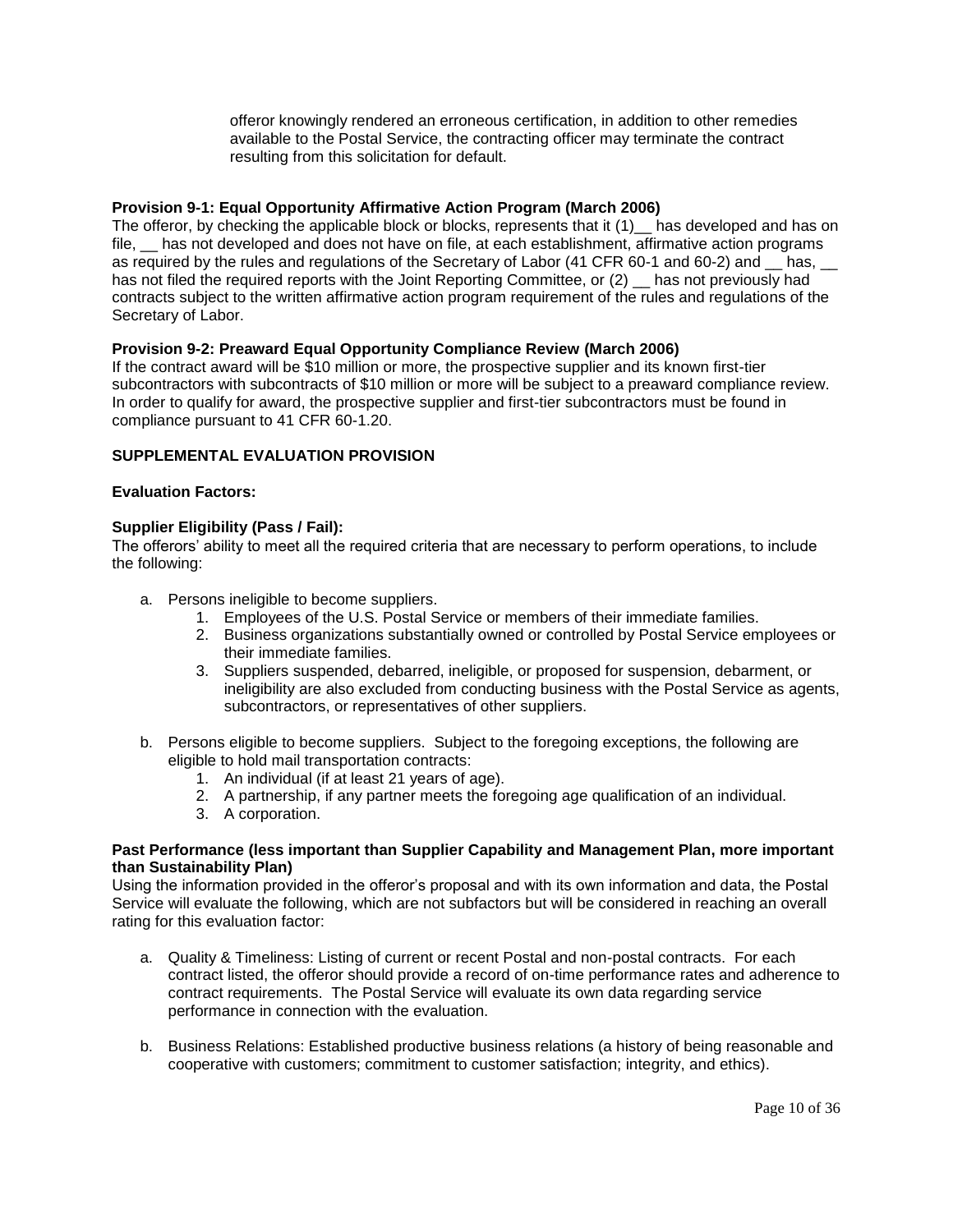offeror knowingly rendered an erroneous certification, in addition to other remedies available to the Postal Service, the contracting officer may terminate the contract resulting from this solicitation for default.

**Provision 9-1: Equal Opportunity Affirmative Action Program (March 2006)**

The offeror, by checking the applicable block or blocks, represents that it (1)__ has developed and has on file, __ has not developed and does not have on file, at each establishment, affirmative action programs as required by the rules and regulations of the Secretary of Labor (41 CFR 60-1 and 60-2) and __ has, __ has not filed the required reports with the Joint Reporting Committee, or (2) __ has not previously had contracts subject to the written affirmative action program requirement of the rules and regulations of the Secretary of Labor.

**Provision 9-2: Preaward Equal Opportunity Compliance Review (March 2006)**

If the contract award will be $10 million or more, the prospective supplier and its known first-tier subcontractors with subcontracts of $10 million or more will be subject to a preaward compliance review. In order to qualify for award, the prospective supplier and first-tier subcontractors must be found in compliance pursuant to 41 CFR 60-1.20.

**SUPPLEMENTAL EVALUATION PROVISION**

**Evaluation Factors:**

**Supplier Eligibility (Pass / Fail):**

The offerors' ability to meet all the required criteria that are necessary to perform operations, to include the following:

a. Persons ineligible to become suppliers.
   1. Employees of the U.S. Postal Service or members of their immediate families.
   2. Business organizations substantially owned or controlled by Postal Service employees or their immediate families.
   3. Suppliers suspended, debarred, ineligible, or proposed for suspension, debarment, or ineligibility are also excluded from conducting business with the Postal Service as agents, subcontractors, or representatives of other suppliers.

b. Persons eligible to become suppliers. Subject to the foregoing exceptions, the following are eligible to hold mail transportation contracts:
   1. An individual (if at least 21 years of age).
   2. A partnership, if any partner meets the foregoing age qualification of an individual.
   3. A corporation.

**Past Performance (less important than Supplier Capability and Management Plan, more important than Sustainability Plan)**

Using the information provided in the offeror's proposal and with its own information and data, the Postal Service will evaluate the following, which are not subfactors but will be considered in reaching an overall rating for this evaluation factor:

a. Quality & Timeliness: Listing of current or recent Postal and non-postal contracts. For each contract listed, the offeror should provide a record of on-time performance rates and adherence to contract requirements. The Postal Service will evaluate its own data regarding service performance in connection with the evaluation.

b. Business Relations: Established productive business relations (a history of being reasonable and cooperative with customers; commitment to customer satisfaction; integrity, and ethics).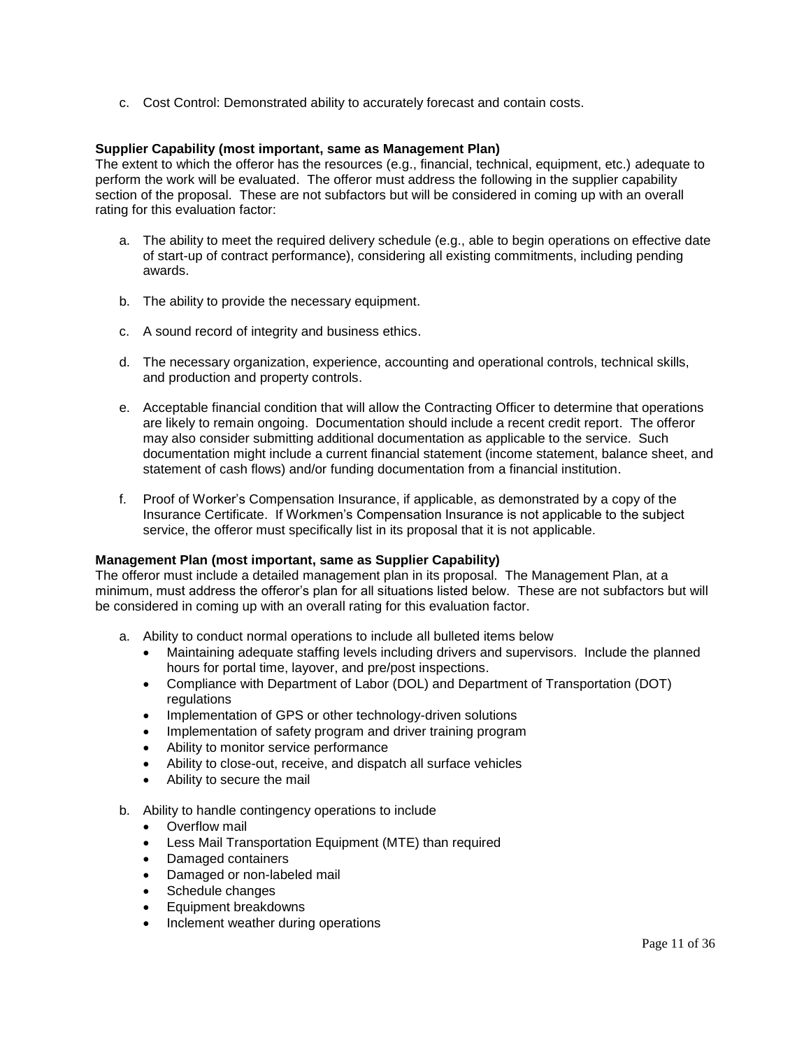c. Cost Control: Demonstrated ability to accurately forecast and contain costs.

**Supplier Capability (most important, same as Management Plan)**

The extent to which the offeror has the resources (e.g., financial, technical, equipment, etc.) adequate to perform the work will be evaluated. The offeror must address the following in the supplier capability section of the proposal. These are not subfactors but will be considered in coming up with an overall rating for this evaluation factor:

a. The ability to meet the required delivery schedule (e.g., able to begin operations on effective date of start-up of contract performance), considering all existing commitments, including pending awards.

b. The ability to provide the necessary equipment.

c. A sound record of integrity and business ethics.

d. The necessary organization, experience, accounting and operational controls, technical skills, and production and property controls.

e. Acceptable financial condition that will allow the Contracting Officer to determine that operations are likely to remain ongoing. Documentation should include a recent credit report. The offeror may also consider submitting additional documentation as applicable to the service. Such documentation might include a current financial statement (income statement, balance sheet, and statement of cash flows) and/or funding documentation from a financial institution.

f. Proof of Worker's Compensation Insurance, if applicable, as demonstrated by a copy of the Insurance Certificate. If Workmen's Compensation Insurance is not applicable to the subject service, the offeror must specifically list in its proposal that it is not applicable.

**Management Plan (most important, same as Supplier Capability)**

The offeror must include a detailed management plan in its proposal. The Management Plan, at a minimum, must address the offeror's plan for all situations listed below. These are not subfactors but will be considered in coming up with an overall rating for this evaluation factor.

a. Ability to conduct normal operations to include all bulleted items below
   - Maintaining adequate staffing levels including drivers and supervisors. Include the planned hours for portal time, layover, and pre/post inspections.
   - Compliance with Department of Labor (DOL) and Department of Transportation (DOT) regulations
   - Implementation of GPS or other technology-driven solutions
   - Implementation of safety program and driver training program
   - Ability to monitor service performance
   - Ability to close-out, receive, and dispatch all surface vehicles
   - Ability to secure the mail

b. Ability to handle contingency operations to include
   - Overflow mail
   - Less Mail Transportation Equipment (MTE) than required
   - Damaged containers
   - Damaged or non-labeled mail
   - Schedule changes
   - Equipment breakdowns
   - Inclement weather during operations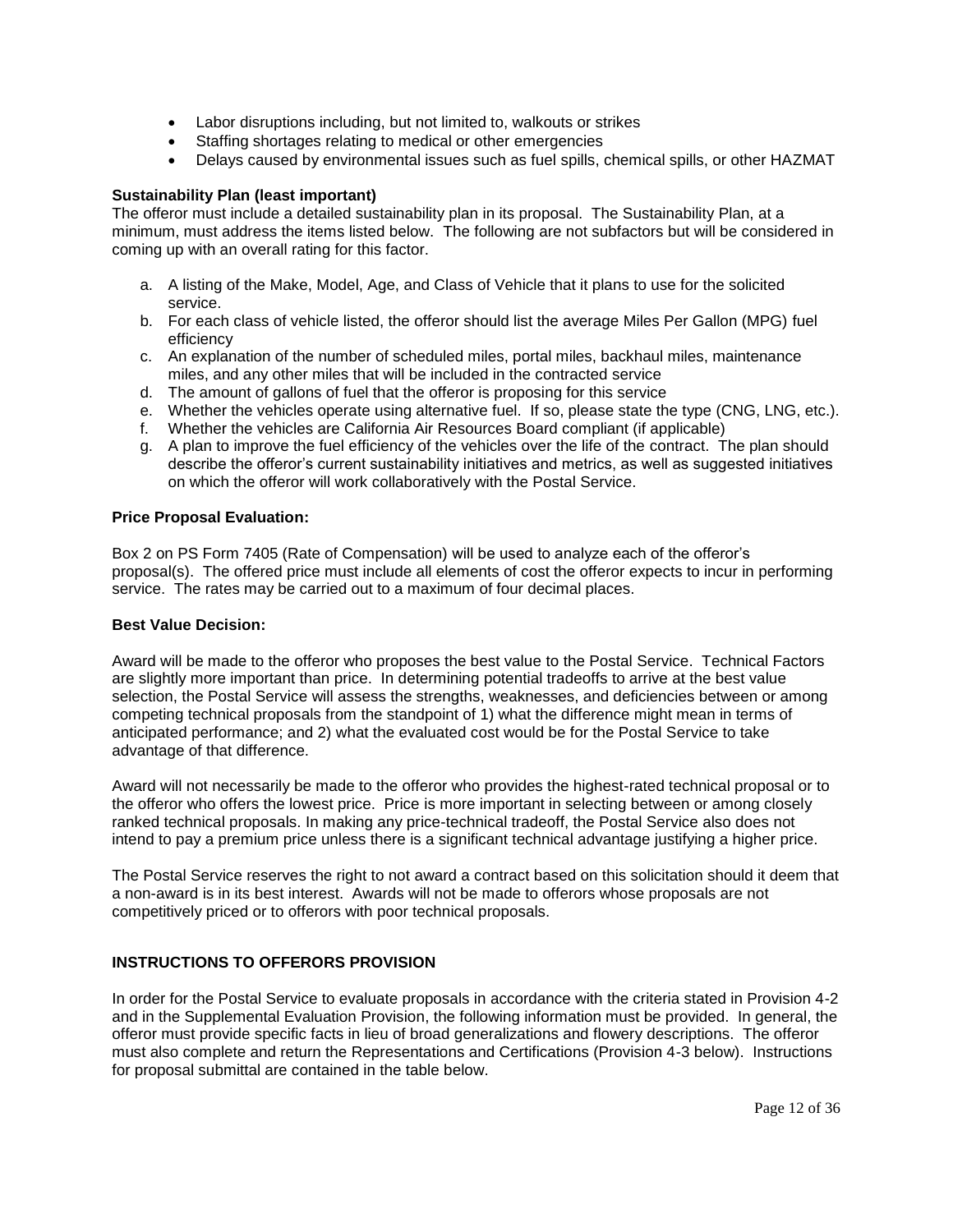- Labor disruptions including, but not limited to, walkouts or strikes
- Staffing shortages relating to medical or other emergencies
- Delays caused by environmental issues such as fuel spills, chemical spills, or other HAZMAT

**Sustainability Plan (least important)**

The offeror must include a detailed sustainability plan in its proposal. The Sustainability Plan, at a minimum, must address the items listed below. The following are not subfactors but will be considered in coming up with an overall rating for this factor.

a. A listing of the Make, Model, Age, and Class of Vehicle that it plans to use for the solicited service.
b. For each class of vehicle listed, the offeror should list the average Miles Per Gallon (MPG) fuel efficiency
c. An explanation of the number of scheduled miles, portal miles, backhaul miles, maintenance miles, and any other miles that will be included in the contracted service
d. The amount of gallons of fuel that the offeror is proposing for this service
e. Whether the vehicles operate using alternative fuel. If so, please state the type (CNG, LNG, etc.).
f. Whether the vehicles are California Air Resources Board compliant (if applicable)
g. A plan to improve the fuel efficiency of the vehicles over the life of the contract. The plan should describe the offeror's current sustainability initiatives and metrics, as well as suggested initiatives on which the offeror will work collaboratively with the Postal Service.

**Price Proposal Evaluation:**

Box 2 on PS Form 7405 (Rate of Compensation) will be used to analyze each of the offeror's proposal(s). The offered price must include all elements of cost the offeror expects to incur in performing service. The rates may be carried out to a maximum of four decimal places.

**Best Value Decision:**

Award will be made to the offeror who proposes the best value to the Postal Service. Technical Factors are slightly more important than price. In determining potential tradeoffs to arrive at the best value selection, the Postal Service will assess the strengths, weaknesses, and deficiencies between or among competing technical proposals from the standpoint of 1) what the difference might mean in terms of anticipated performance; and 2) what the evaluated cost would be for the Postal Service to take advantage of that difference.

Award will not necessarily be made to the offeror who provides the highest-rated technical proposal or to the offeror who offers the lowest price. Price is more important in selecting between or among closely ranked technical proposals. In making any price-technical tradeoff, the Postal Service also does not intend to pay a premium price unless there is a significant technical advantage justifying a higher price.

The Postal Service reserves the right to not award a contract based on this solicitation should it deem that a non-award is in its best interest. Awards will not be made to offerors whose proposals are not competitively priced or to offerors with poor technical proposals.

**INSTRUCTIONS TO OFFERORS PROVISION**

In order for the Postal Service to evaluate proposals in accordance with the criteria stated in Provision 4-2 and in the Supplemental Evaluation Provision, the following information must be provided. In general, the offeror must provide specific facts in lieu of broad generalizations and flowery descriptions. The offeror must also complete and return the Representations and Certifications (Provision 4-3 below). Instructions for proposal submittal are contained in the table below.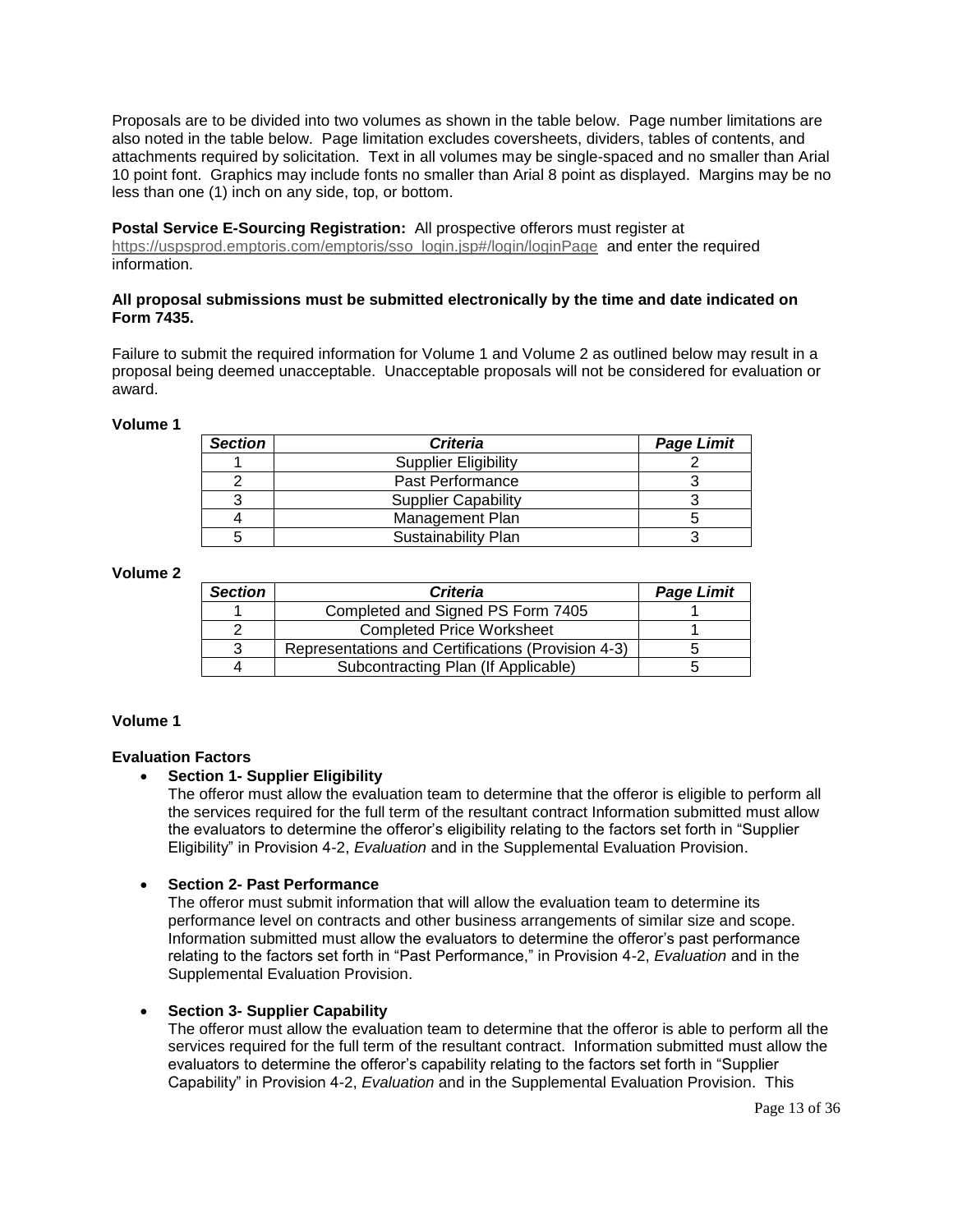Proposals are to be divided into two volumes as shown in the table below. Page number limitations are also noted in the table below. Page limitation excludes coversheets, dividers, tables of contents, and attachments required by solicitation. Text in all volumes may be single-spaced and no smaller than Arial 10 point font. Graphics may include fonts no smaller than Arial 8 point as displayed. Margins may be no less than one (1) inch on any side, top, or bottom.

**Postal Service E-Sourcing Registration:** All prospective offerors must register at https://uspsprod.emptoris.com/emptoris/sso_login.jsp#/login/loginPage and enter the required information.

**All proposal submissions must be submitted electronically by the time and date indicated on Form 7435.**

Failure to submit the required information for Volume 1 and Volume 2 as outlined below may result in a proposal being deemed unacceptable. Unacceptable proposals will not be considered for evaluation or award.

**Volume 1**

| *Section* | *Criteria* | *Page Limit* |
|---|---|---|
| 1 | Supplier Eligibility | 2 |
| 2 | Past Performance | 3 |
| 3 | Supplier Capability | 3 |
| 4 | Management Plan | 5 |
| 5 | Sustainability Plan | 3 |

**Volume 2**

| *Section* | *Criteria* | *Page Limit* |
|---|---|---|
| 1 | Completed and Signed PS Form 7405 | 1 |
| 2 | Completed Price Worksheet | 1 |
| 3 | Representations and Certifications (Provision 4-3) | 5 |
| 4 | Subcontracting Plan (If Applicable) | 5 |

**Volume 1**

**Evaluation Factors**

- **Section 1- Supplier Eligibility**
  The offeror must allow the evaluation team to determine that the offeror is eligible to perform all the services required for the full term of the resultant contract Information submitted must allow the evaluators to determine the offeror's eligibility relating to the factors set forth in "Supplier Eligibility" in Provision 4-2, *Evaluation* and in the Supplemental Evaluation Provision.

- **Section 2- Past Performance**
  The offeror must submit information that will allow the evaluation team to determine its performance level on contracts and other business arrangements of similar size and scope. Information submitted must allow the evaluators to determine the offeror's past performance relating to the factors set forth in "Past Performance," in Provision 4-2, *Evaluation* and in the Supplemental Evaluation Provision.

- **Section 3- Supplier Capability**
  The offeror must allow the evaluation team to determine that the offeror is able to perform all the services required for the full term of the resultant contract. Information submitted must allow the evaluators to determine the offeror's capability relating to the factors set forth in "Supplier Capability" in Provision 4-2, *Evaluation* and in the Supplemental Evaluation Provision. This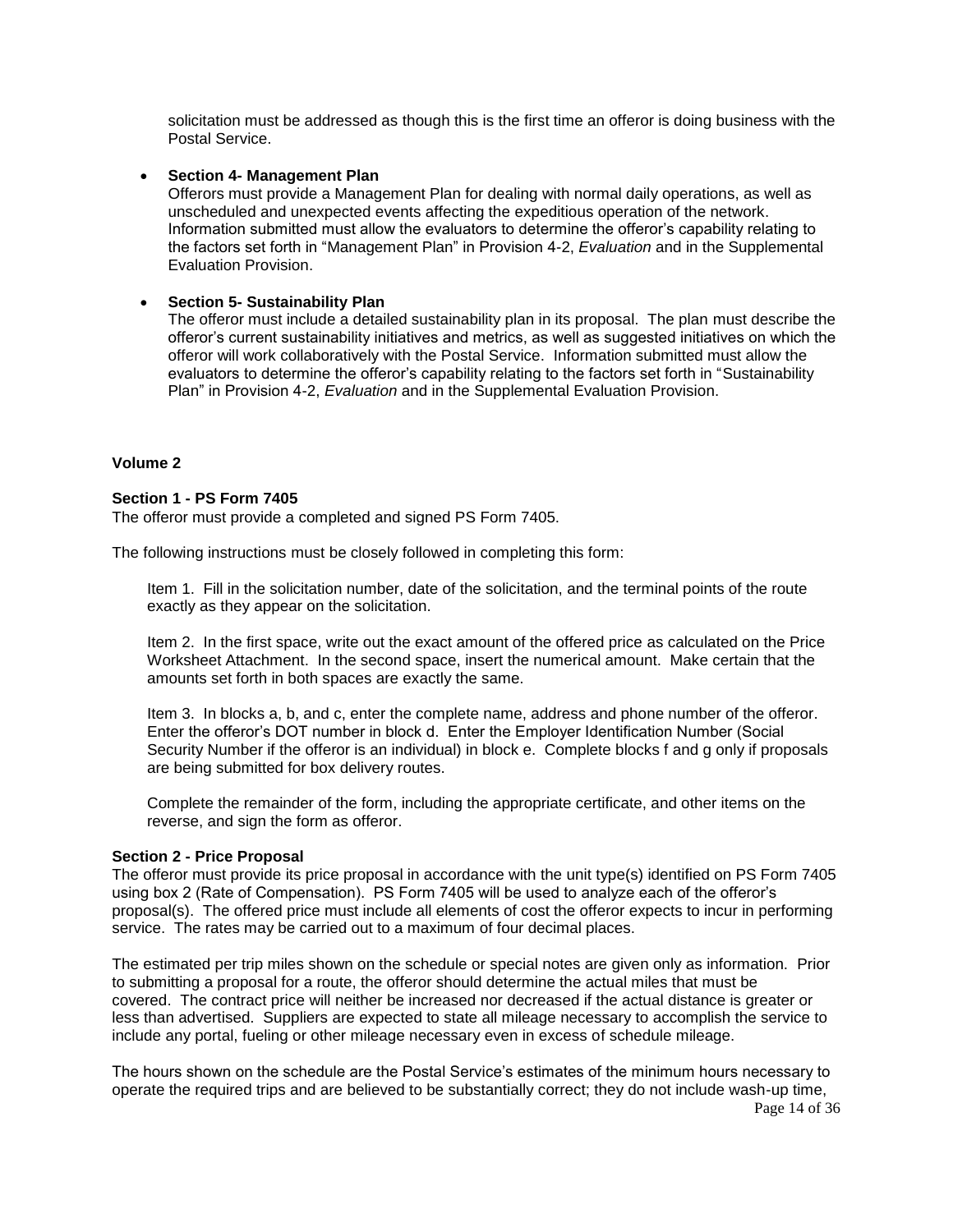solicitation must be addressed as though this is the first time an offeror is doing business with the Postal Service.

- **Section 4- Management Plan**
  Offerors must provide a Management Plan for dealing with normal daily operations, as well as unscheduled and unexpected events affecting the expeditious operation of the network. Information submitted must allow the evaluators to determine the offeror's capability relating to the factors set forth in "Management Plan" in Provision 4-2, *Evaluation* and in the Supplemental Evaluation Provision.

- **Section 5- Sustainability Plan**
  The offeror must include a detailed sustainability plan in its proposal. The plan must describe the offeror's current sustainability initiatives and metrics, as well as suggested initiatives on which the offeror will work collaboratively with the Postal Service. Information submitted must allow the evaluators to determine the offeror's capability relating to the factors set forth in "Sustainability Plan" in Provision 4-2, *Evaluation* and in the Supplemental Evaluation Provision.

### Volume 2

**Section 1 - PS Form 7405**
The offeror must provide a completed and signed PS Form 7405.

The following instructions must be closely followed in completing this form:

Item 1. Fill in the solicitation number, date of the solicitation, and the terminal points of the route exactly as they appear on the solicitation.

Item 2. In the first space, write out the exact amount of the offered price as calculated on the Price Worksheet Attachment. In the second space, insert the numerical amount. Make certain that the amounts set forth in both spaces are exactly the same.

Item 3. In blocks a, b, and c, enter the complete name, address and phone number of the offeror. Enter the offeror's DOT number in block d. Enter the Employer Identification Number (Social Security Number if the offeror is an individual) in block e. Complete blocks f and g only if proposals are being submitted for box delivery routes.

Complete the remainder of the form, including the appropriate certificate, and other items on the reverse, and sign the form as offeror.

**Section 2 - Price Proposal**
The offeror must provide its price proposal in accordance with the unit type(s) identified on PS Form 7405 using box 2 (Rate of Compensation). PS Form 7405 will be used to analyze each of the offeror's proposal(s). The offered price must include all elements of cost the offeror expects to incur in performing service. The rates may be carried out to a maximum of four decimal places.

The estimated per trip miles shown on the schedule or special notes are given only as information. Prior to submitting a proposal for a route, the offeror should determine the actual miles that must be covered. The contract price will neither be increased nor decreased if the actual distance is greater or less than advertised. Suppliers are expected to state all mileage necessary to accomplish the service to include any portal, fueling or other mileage necessary even in excess of schedule mileage.

The hours shown on the schedule are the Postal Service's estimates of the minimum hours necessary to operate the required trips and are believed to be substantially correct; they do not include wash-up time,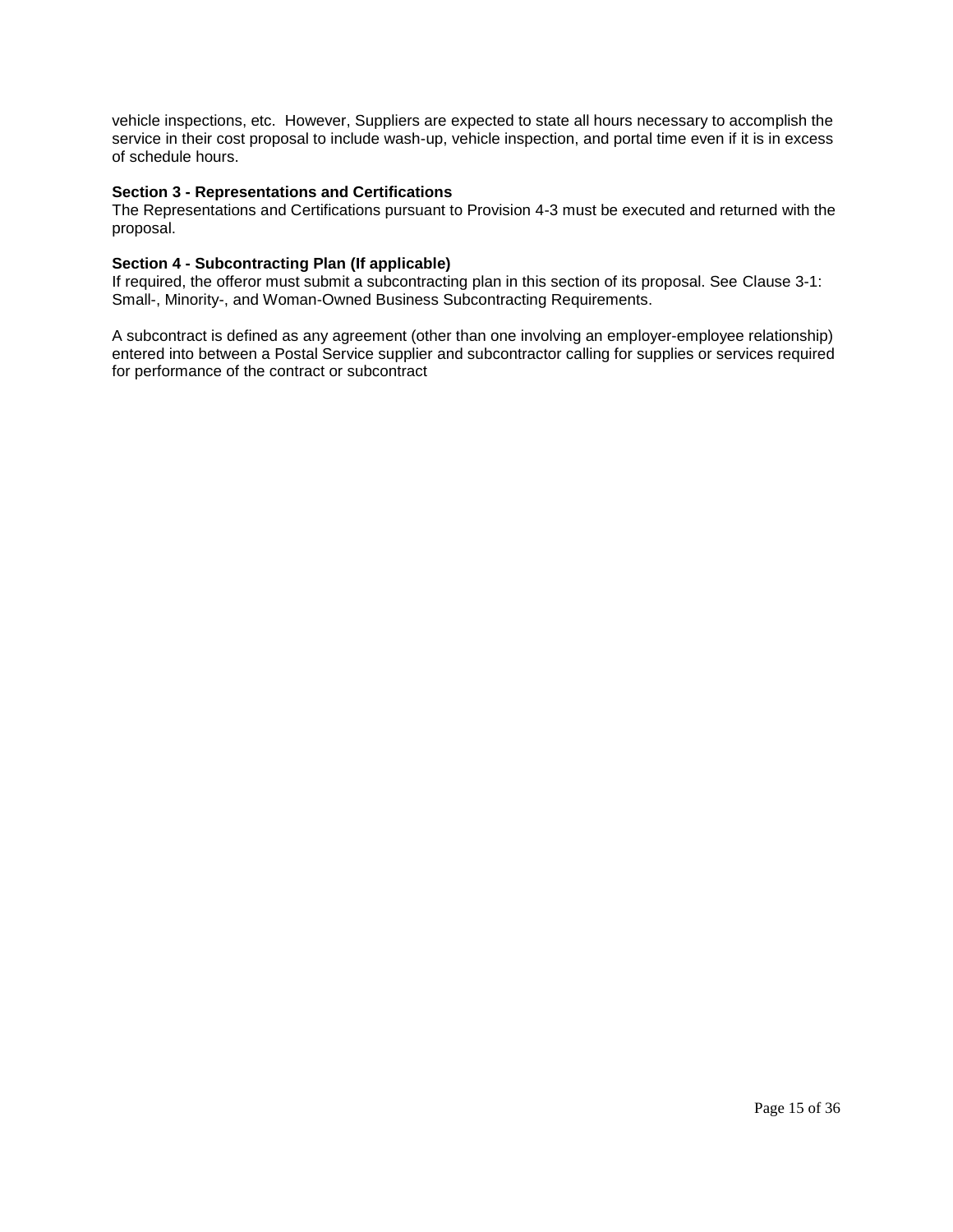vehicle inspections, etc.  However, Suppliers are expected to state all hours necessary to accomplish the service in their cost proposal to include wash-up, vehicle inspection, and portal time even if it is in excess of schedule hours.

**Section 3 - Representations and Certifications**

The Representations and Certifications pursuant to Provision 4-3 must be executed and returned with the proposal.

**Section 4 - Subcontracting Plan (If applicable)**

If required, the offeror must submit a subcontracting plan in this section of its proposal. See Clause 3-1: Small-, Minority-, and Woman-Owned Business Subcontracting Requirements.

A subcontract is defined as any agreement (other than one involving an employer-employee relationship) entered into between a Postal Service supplier and subcontractor calling for supplies or services required for performance of the contract or subcontract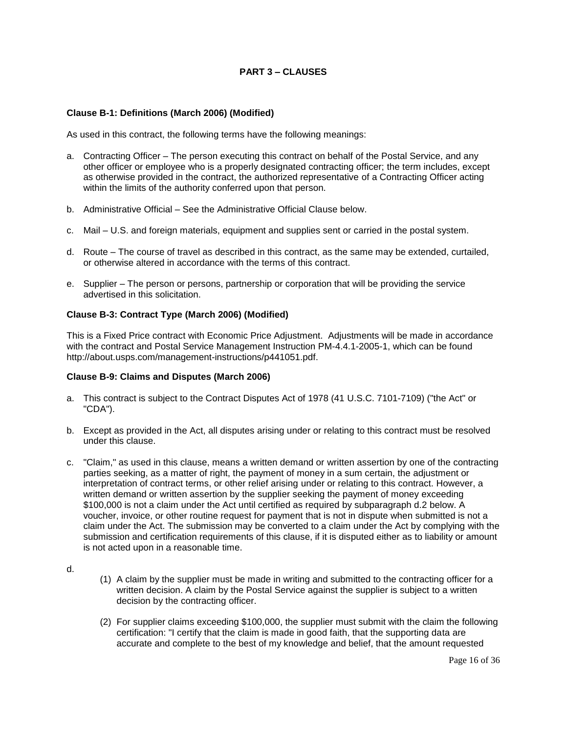## PART 3 – CLAUSES

**Clause B-1: Definitions (March 2006) (Modified)**

As used in this contract, the following terms have the following meanings:

a. Contracting Officer – The person executing this contract on behalf of the Postal Service, and any other officer or employee who is a properly designated contracting officer; the term includes, except as otherwise provided in the contract, the authorized representative of a Contracting Officer acting within the limits of the authority conferred upon that person.

b. Administrative Official – See the Administrative Official Clause below.

c. Mail – U.S. and foreign materials, equipment and supplies sent or carried in the postal system.

d. Route – The course of travel as described in this contract, as the same may be extended, curtailed, or otherwise altered in accordance with the terms of this contract.

e. Supplier – The person or persons, partnership or corporation that will be providing the service advertised in this solicitation.

**Clause B-3: Contract Type (March 2006) (Modified)**

This is a Fixed Price contract with Economic Price Adjustment. Adjustments will be made in accordance with the contract and Postal Service Management Instruction PM-4.4.1-2005-1, which can be found http://about.usps.com/management-instructions/p441051.pdf.

**Clause B-9: Claims and Disputes (March 2006)**

a. This contract is subject to the Contract Disputes Act of 1978 (41 U.S.C. 7101-7109) ("the Act" or "CDA").

b. Except as provided in the Act, all disputes arising under or relating to this contract must be resolved under this clause.

c. "Claim," as used in this clause, means a written demand or written assertion by one of the contracting parties seeking, as a matter of right, the payment of money in a sum certain, the adjustment or interpretation of contract terms, or other relief arising under or relating to this contract. However, a written demand or written assertion by the supplier seeking the payment of money exceeding $100,000 is not a claim under the Act until certified as required by subparagraph d.2 below. A voucher, invoice, or other routine request for payment that is not in dispute when submitted is not a claim under the Act. The submission may be converted to a claim under the Act by complying with the submission and certification requirements of this clause, if it is disputed either as to liability or amount is not acted upon in a reasonable time.

d.

(1) A claim by the supplier must be made in writing and submitted to the contracting officer for a written decision. A claim by the Postal Service against the supplier is subject to a written decision by the contracting officer.

(2) For supplier claims exceeding $100,000, the supplier must submit with the claim the following certification: "I certify that the claim is made in good faith, that the supporting data are accurate and complete to the best of my knowledge and belief, that the amount requested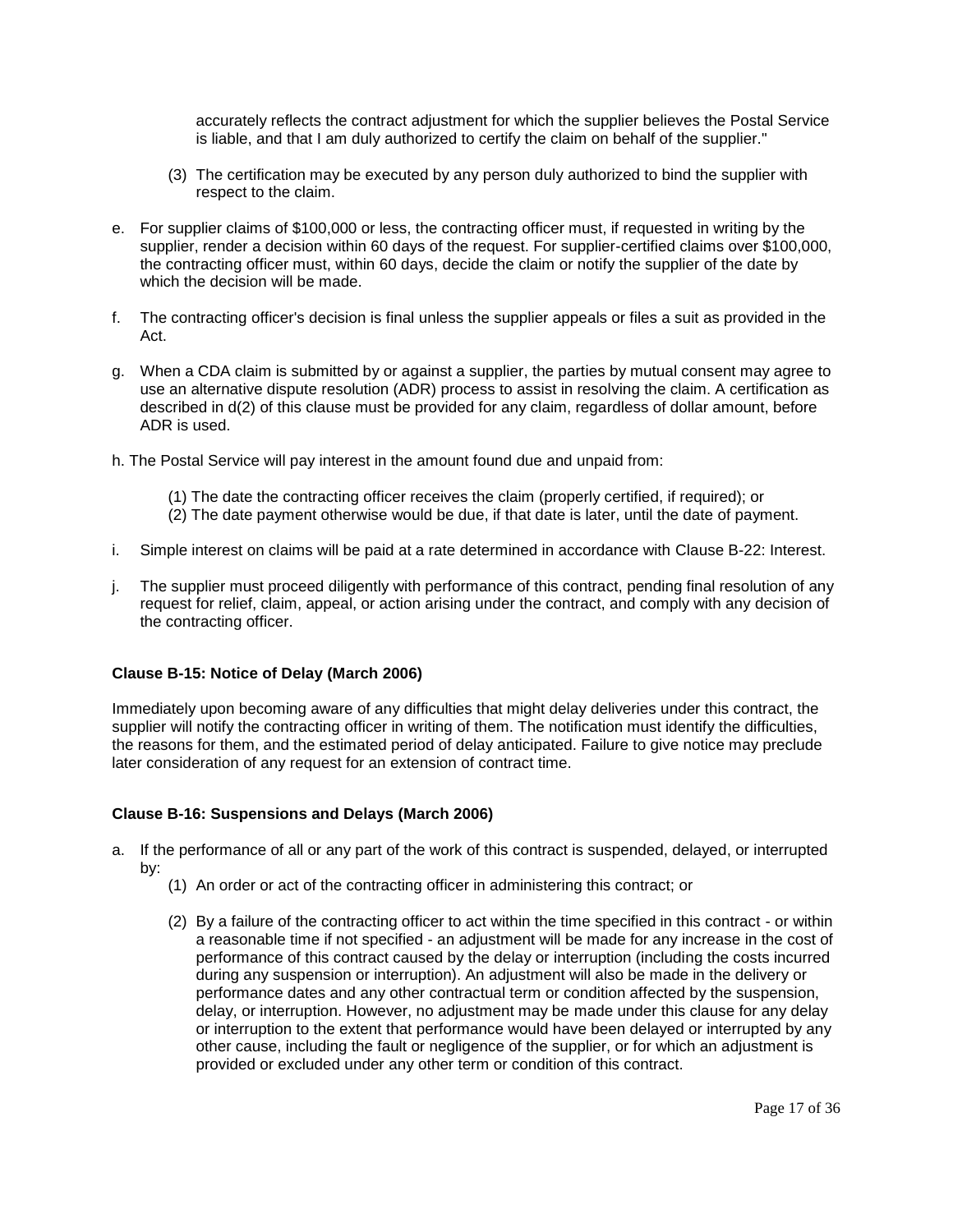accurately reflects the contract adjustment for which the supplier believes the Postal Service is liable, and that I am duly authorized to certify the claim on behalf of the supplier."

(3) The certification may be executed by any person duly authorized to bind the supplier with respect to the claim.

e. For supplier claims of $100,000 or less, the contracting officer must, if requested in writing by the supplier, render a decision within 60 days of the request. For supplier-certified claims over $100,000, the contracting officer must, within 60 days, decide the claim or notify the supplier of the date by which the decision will be made.

f. The contracting officer's decision is final unless the supplier appeals or files a suit as provided in the Act.

g. When a CDA claim is submitted by or against a supplier, the parties by mutual consent may agree to use an alternative dispute resolution (ADR) process to assist in resolving the claim. A certification as described in d(2) of this clause must be provided for any claim, regardless of dollar amount, before ADR is used.

h. The Postal Service will pay interest in the amount found due and unpaid from:

(1) The date the contracting officer receives the claim (properly certified, if required); or
(2) The date payment otherwise would be due, if that date is later, until the date of payment.

i. Simple interest on claims will be paid at a rate determined in accordance with Clause B-22: Interest.

j. The supplier must proceed diligently with performance of this contract, pending final resolution of any request for relief, claim, appeal, or action arising under the contract, and comply with any decision of the contracting officer.

**Clause B-15: Notice of Delay (March 2006)**

Immediately upon becoming aware of any difficulties that might delay deliveries under this contract, the supplier will notify the contracting officer in writing of them. The notification must identify the difficulties, the reasons for them, and the estimated period of delay anticipated. Failure to give notice may preclude later consideration of any request for an extension of contract time.

**Clause B-16: Suspensions and Delays (March 2006)**

a. If the performance of all or any part of the work of this contract is suspended, delayed, or interrupted by:

(1) An order or act of the contracting officer in administering this contract; or

(2) By a failure of the contracting officer to act within the time specified in this contract - or within a reasonable time if not specified - an adjustment will be made for any increase in the cost of performance of this contract caused by the delay or interruption (including the costs incurred during any suspension or interruption). An adjustment will also be made in the delivery or performance dates and any other contractual term or condition affected by the suspension, delay, or interruption. However, no adjustment may be made under this clause for any delay or interruption to the extent that performance would have been delayed or interrupted by any other cause, including the fault or negligence of the supplier, or for which an adjustment is provided or excluded under any other term or condition of this contract.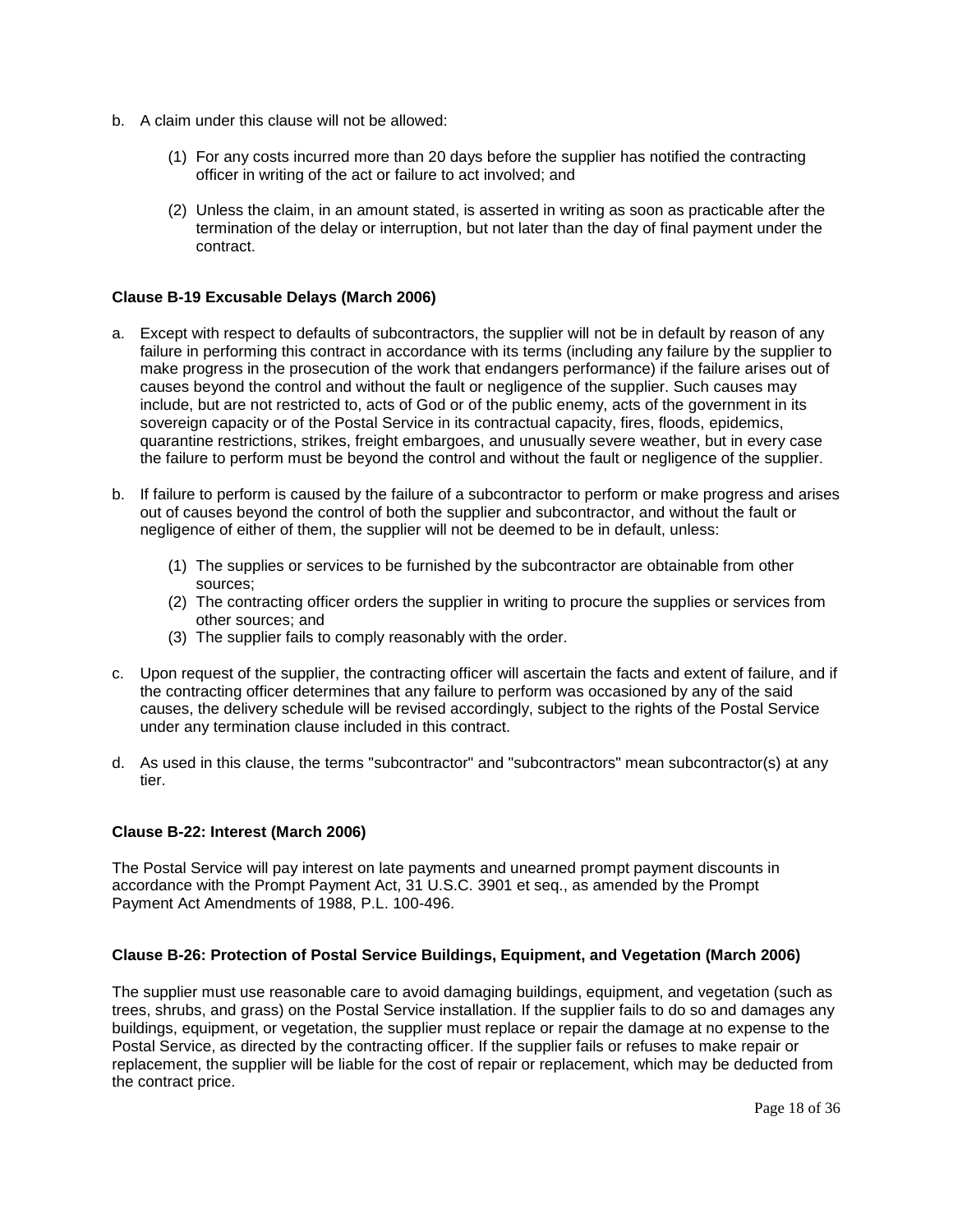b. A claim under this clause will not be allowed:

   (1) For any costs incurred more than 20 days before the supplier has notified the contracting officer in writing of the act or failure to act involved; and

   (2) Unless the claim, in an amount stated, is asserted in writing as soon as practicable after the termination of the delay or interruption, but not later than the day of final payment under the contract.

**Clause B-19 Excusable Delays (March 2006)**

a. Except with respect to defaults of subcontractors, the supplier will not be in default by reason of any failure in performing this contract in accordance with its terms (including any failure by the supplier to make progress in the prosecution of the work that endangers performance) if the failure arises out of causes beyond the control and without the fault or negligence of the supplier. Such causes may include, but are not restricted to, acts of God or of the public enemy, acts of the government in its sovereign capacity or of the Postal Service in its contractual capacity, fires, floods, epidemics, quarantine restrictions, strikes, freight embargoes, and unusually severe weather, but in every case the failure to perform must be beyond the control and without the fault or negligence of the supplier.

b. If failure to perform is caused by the failure of a subcontractor to perform or make progress and arises out of causes beyond the control of both the supplier and subcontractor, and without the fault or negligence of either of them, the supplier will not be deemed to be in default, unless:

   (1) The supplies or services to be furnished by the subcontractor are obtainable from other sources;
   (2) The contracting officer orders the supplier in writing to procure the supplies or services from other sources; and
   (3) The supplier fails to comply reasonably with the order.

c. Upon request of the supplier, the contracting officer will ascertain the facts and extent of failure, and if the contracting officer determines that any failure to perform was occasioned by any of the said causes, the delivery schedule will be revised accordingly, subject to the rights of the Postal Service under any termination clause included in this contract.

d. As used in this clause, the terms "subcontractor" and "subcontractors" mean subcontractor(s) at any tier.

**Clause B-22: Interest (March 2006)**

The Postal Service will pay interest on late payments and unearned prompt payment discounts in accordance with the Prompt Payment Act, 31 U.S.C. 3901 et seq., as amended by the Prompt Payment Act Amendments of 1988, P.L. 100-496.

**Clause B-26: Protection of Postal Service Buildings, Equipment, and Vegetation (March 2006)**

The supplier must use reasonable care to avoid damaging buildings, equipment, and vegetation (such as trees, shrubs, and grass) on the Postal Service installation. If the supplier fails to do so and damages any buildings, equipment, or vegetation, the supplier must replace or repair the damage at no expense to the Postal Service, as directed by the contracting officer. If the supplier fails or refuses to make repair or replacement, the supplier will be liable for the cost of repair or replacement, which may be deducted from the contract price.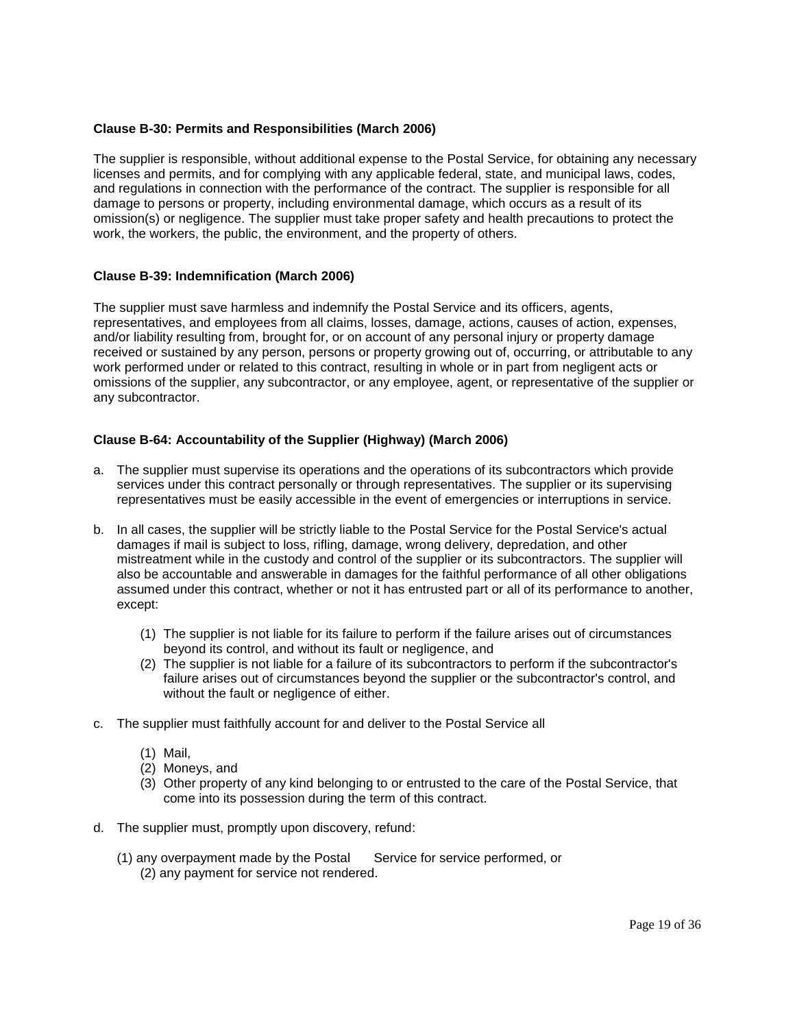**Clause B-30: Permits and Responsibilities (March 2006)**

The supplier is responsible, without additional expense to the Postal Service, for obtaining any necessary licenses and permits, and for complying with any applicable federal, state, and municipal laws, codes, and regulations in connection with the performance of the contract. The supplier is responsible for all damage to persons or property, including environmental damage, which occurs as a result of its omission(s) or negligence. The supplier must take proper safety and health precautions to protect the work, the workers, the public, the environment, and the property of others.

**Clause B-39: Indemnification (March 2006)**

The supplier must save harmless and indemnify the Postal Service and its officers, agents, representatives, and employees from all claims, losses, damage, actions, causes of action, expenses, and/or liability resulting from, brought for, or on account of any personal injury or property damage received or sustained by any person, persons or property growing out of, occurring, or attributable to any work performed under or related to this contract, resulting in whole or in part from negligent acts or omissions of the supplier, any subcontractor, or any employee, agent, or representative of the supplier or any subcontractor.

**Clause B-64: Accountability of the Supplier (Highway) (March 2006)**

a. The supplier must supervise its operations and the operations of its subcontractors which provide services under this contract personally or through representatives. The supplier or its supervising representatives must be easily accessible in the event of emergencies or interruptions in service.

b. In all cases, the supplier will be strictly liable to the Postal Service for the Postal Service's actual damages if mail is subject to loss, rifling, damage, wrong delivery, depredation, and other mistreatment while in the custody and control of the supplier or its subcontractors. The supplier will also be accountable and answerable in damages for the faithful performance of all other obligations assumed under this contract, whether or not it has entrusted part or all of its performance to another, except:

   (1) The supplier is not liable for its failure to perform if the failure arises out of circumstances beyond its control, and without its fault or negligence, and
   (2) The supplier is not liable for a failure of its subcontractors to perform if the subcontractor's failure arises out of circumstances beyond the supplier or the subcontractor's control, and without the fault or negligence of either.

c. The supplier must faithfully account for and deliver to the Postal Service all

   (1) Mail,
   (2) Moneys, and
   (3) Other property of any kind belonging to or entrusted to the care of the Postal Service, that come into its possession during the term of this contract.

d. The supplier must, promptly upon discovery, refund:

   (1) any overpayment made by the Postal Service for service performed, or
   (2) any payment for service not rendered.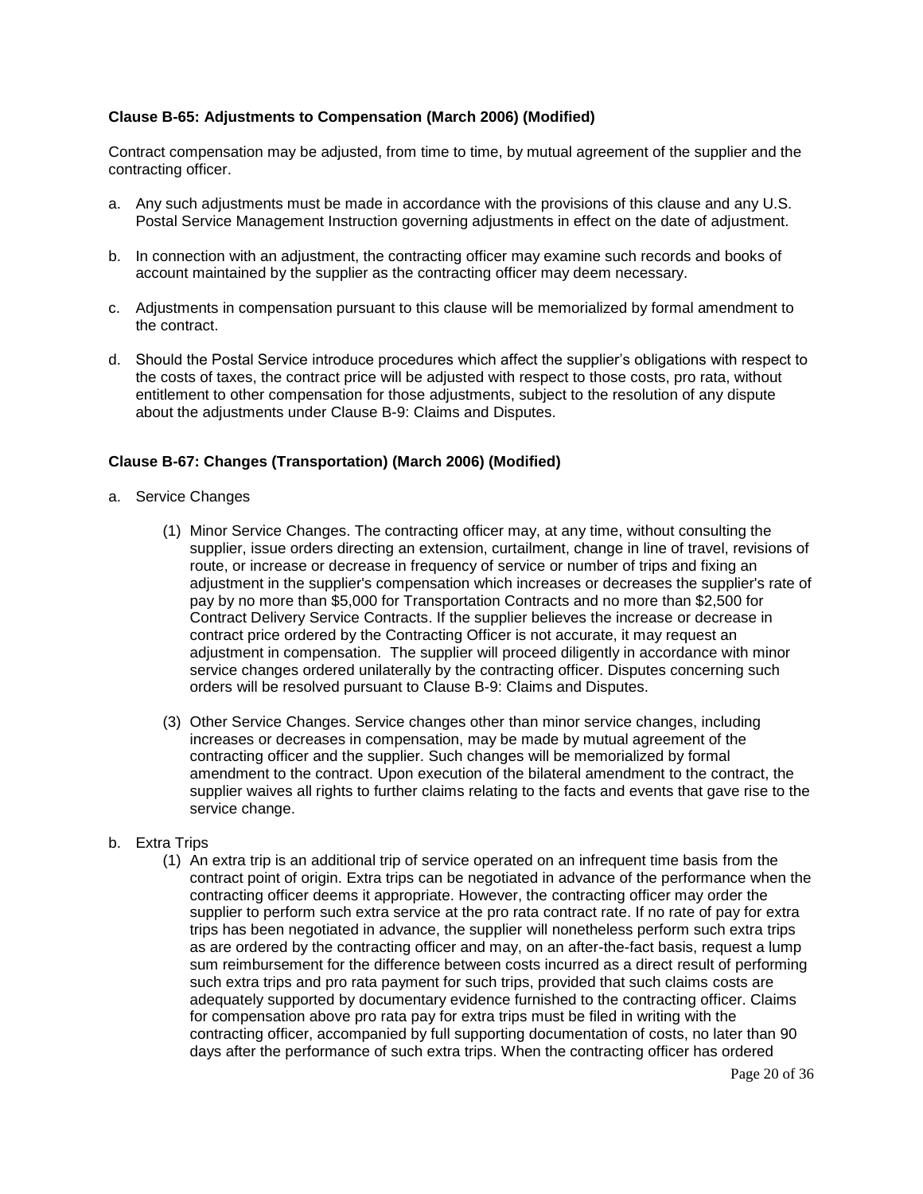**Clause B-65: Adjustments to Compensation (March 2006) (Modified)**

Contract compensation may be adjusted, from time to time, by mutual agreement of the supplier and the contracting officer.

a. Any such adjustments must be made in accordance with the provisions of this clause and any U.S. Postal Service Management Instruction governing adjustments in effect on the date of adjustment.

b. In connection with an adjustment, the contracting officer may examine such records and books of account maintained by the supplier as the contracting officer may deem necessary.

c. Adjustments in compensation pursuant to this clause will be memorialized by formal amendment to the contract.

d. Should the Postal Service introduce procedures which affect the supplier's obligations with respect to the costs of taxes, the contract price will be adjusted with respect to those costs, pro rata, without entitlement to other compensation for those adjustments, subject to the resolution of any dispute about the adjustments under Clause B-9: Claims and Disputes.

**Clause B-67: Changes (Transportation) (March 2006) (Modified)**

a. Service Changes

   (1) Minor Service Changes. The contracting officer may, at any time, without consulting the supplier, issue orders directing an extension, curtailment, change in line of travel, revisions of route, or increase or decrease in frequency of service or number of trips and fixing an adjustment in the supplier's compensation which increases or decreases the supplier's rate of pay by no more than $5,000 for Transportation Contracts and no more than $2,500 for Contract Delivery Service Contracts. If the supplier believes the increase or decrease in contract price ordered by the Contracting Officer is not accurate, it may request an adjustment in compensation. The supplier will proceed diligently in accordance with minor service changes ordered unilaterally by the contracting officer. Disputes concerning such orders will be resolved pursuant to Clause B-9: Claims and Disputes.

   (3) Other Service Changes. Service changes other than minor service changes, including increases or decreases in compensation, may be made by mutual agreement of the contracting officer and the supplier. Such changes will be memorialized by formal amendment to the contract. Upon execution of the bilateral amendment to the contract, the supplier waives all rights to further claims relating to the facts and events that gave rise to the service change.

b. Extra Trips

   (1) An extra trip is an additional trip of service operated on an infrequent time basis from the contract point of origin. Extra trips can be negotiated in advance of the performance when the contracting officer deems it appropriate. However, the contracting officer may order the supplier to perform such extra service at the pro rata contract rate. If no rate of pay for extra trips has been negotiated in advance, the supplier will nonetheless perform such extra trips as are ordered by the contracting officer and may, on an after-the-fact basis, request a lump sum reimbursement for the difference between costs incurred as a direct result of performing such extra trips and pro rata payment for such trips, provided that such claims costs are adequately supported by documentary evidence furnished to the contracting officer. Claims for compensation above pro rata pay for extra trips must be filed in writing with the contracting officer, accompanied by full supporting documentation of costs, no later than 90 days after the performance of such extra trips. When the contracting officer has ordered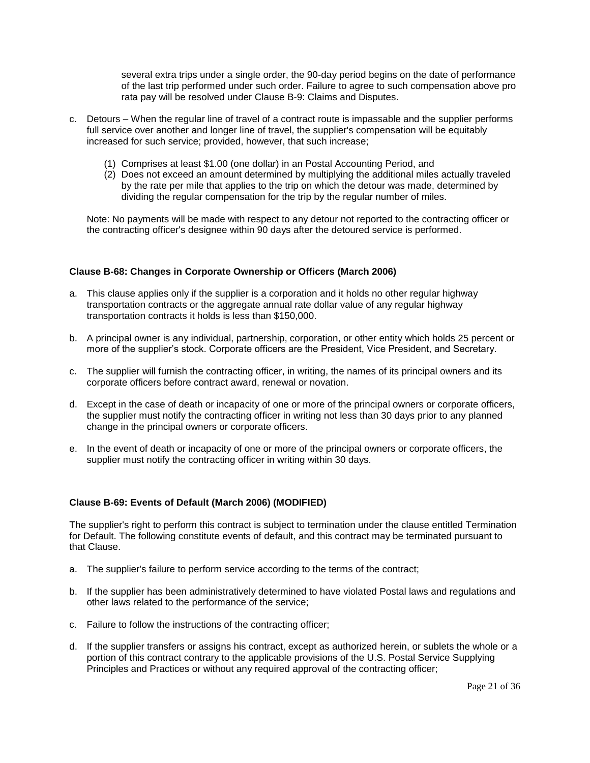several extra trips under a single order, the 90-day period begins on the date of performance of the last trip performed under such order. Failure to agree to such compensation above pro rata pay will be resolved under Clause B-9: Claims and Disputes.

c. Detours – When the regular line of travel of a contract route is impassable and the supplier performs full service over another and longer line of travel, the supplier's compensation will be equitably increased for such service; provided, however, that such increase;

   (1) Comprises at least $1.00 (one dollar) in an Postal Accounting Period, and
   (2) Does not exceed an amount determined by multiplying the additional miles actually traveled by the rate per mile that applies to the trip on which the detour was made, determined by dividing the regular compensation for the trip by the regular number of miles.

   Note: No payments will be made with respect to any detour not reported to the contracting officer or the contracting officer's designee within 90 days after the detoured service is performed.

**Clause B-68: Changes in Corporate Ownership or Officers (March 2006)**

a. This clause applies only if the supplier is a corporation and it holds no other regular highway transportation contracts or the aggregate annual rate dollar value of any regular highway transportation contracts it holds is less than $150,000.

b. A principal owner is any individual, partnership, corporation, or other entity which holds 25 percent or more of the supplier's stock. Corporate officers are the President, Vice President, and Secretary.

c. The supplier will furnish the contracting officer, in writing, the names of its principal owners and its corporate officers before contract award, renewal or novation.

d. Except in the case of death or incapacity of one or more of the principal owners or corporate officers, the supplier must notify the contracting officer in writing not less than 30 days prior to any planned change in the principal owners or corporate officers.

e. In the event of death or incapacity of one or more of the principal owners or corporate officers, the supplier must notify the contracting officer in writing within 30 days.

**Clause B-69: Events of Default (March 2006) (MODIFIED)**

The supplier's right to perform this contract is subject to termination under the clause entitled Termination for Default. The following constitute events of default, and this contract may be terminated pursuant to that Clause.

a. The supplier's failure to perform service according to the terms of the contract;

b. If the supplier has been administratively determined to have violated Postal laws and regulations and other laws related to the performance of the service;

c. Failure to follow the instructions of the contracting officer;

d. If the supplier transfers or assigns his contract, except as authorized herein, or sublets the whole or a portion of this contract contrary to the applicable provisions of the U.S. Postal Service Supplying Principles and Practices or without any required approval of the contracting officer;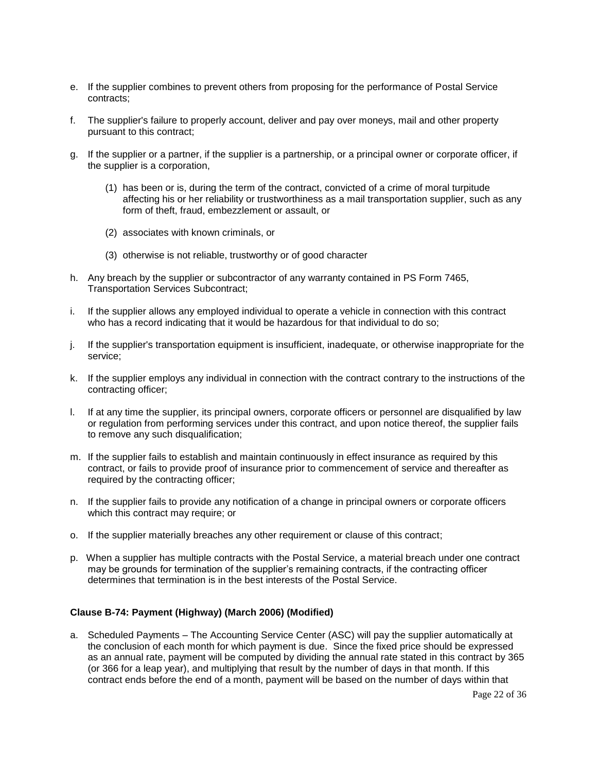e. If the supplier combines to prevent others from proposing for the performance of Postal Service contracts;

f. The supplier's failure to properly account, deliver and pay over moneys, mail and other property pursuant to this contract;

g. If the supplier or a partner, if the supplier is a partnership, or a principal owner or corporate officer, if the supplier is a corporation,

   (1) has been or is, during the term of the contract, convicted of a crime of moral turpitude affecting his or her reliability or trustworthiness as a mail transportation supplier, such as any form of theft, fraud, embezzlement or assault, or

   (2) associates with known criminals, or

   (3) otherwise is not reliable, trustworthy or of good character

h. Any breach by the supplier or subcontractor of any warranty contained in PS Form 7465, Transportation Services Subcontract;

i. If the supplier allows any employed individual to operate a vehicle in connection with this contract who has a record indicating that it would be hazardous for that individual to do so;

j. If the supplier's transportation equipment is insufficient, inadequate, or otherwise inappropriate for the service;

k. If the supplier employs any individual in connection with the contract contrary to the instructions of the contracting officer;

l. If at any time the supplier, its principal owners, corporate officers or personnel are disqualified by law or regulation from performing services under this contract, and upon notice thereof, the supplier fails to remove any such disqualification;

m. If the supplier fails to establish and maintain continuously in effect insurance as required by this contract, or fails to provide proof of insurance prior to commencement of service and thereafter as required by the contracting officer;

n. If the supplier fails to provide any notification of a change in principal owners or corporate officers which this contract may require; or

o. If the supplier materially breaches any other requirement or clause of this contract;

p. When a supplier has multiple contracts with the Postal Service, a material breach under one contract may be grounds for termination of the supplier's remaining contracts, if the contracting officer determines that termination is in the best interests of the Postal Service.

**Clause B-74: Payment (Highway) (March 2006) (Modified)**

a. Scheduled Payments – The Accounting Service Center (ASC) will pay the supplier automatically at the conclusion of each month for which payment is due. Since the fixed price should be expressed as an annual rate, payment will be computed by dividing the annual rate stated in this contract by 365 (or 366 for a leap year), and multiplying that result by the number of days in that month. If this contract ends before the end of a month, payment will be based on the number of days within that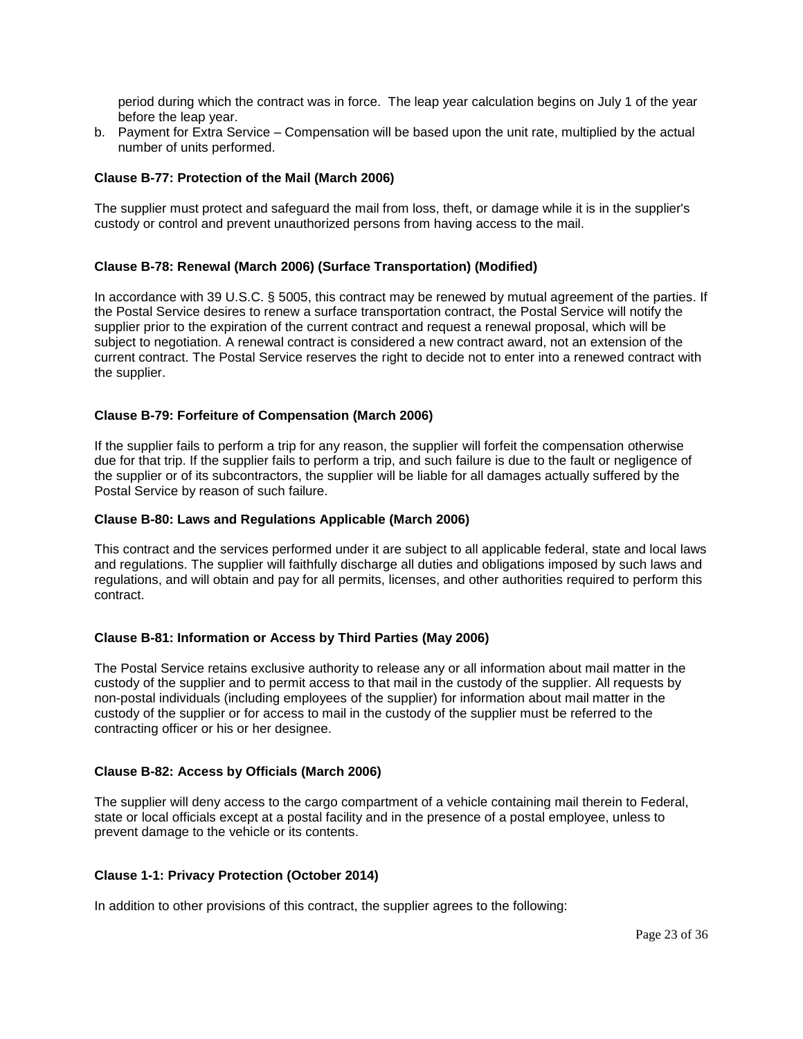period during which the contract was in force. The leap year calculation begins on July 1 of the year before the leap year.

b. Payment for Extra Service – Compensation will be based upon the unit rate, multiplied by the actual number of units performed.

**Clause B-77: Protection of the Mail (March 2006)**

The supplier must protect and safeguard the mail from loss, theft, or damage while it is in the supplier's custody or control and prevent unauthorized persons from having access to the mail.

**Clause B-78: Renewal (March 2006) (Surface Transportation) (Modified)**

In accordance with 39 U.S.C. § 5005, this contract may be renewed by mutual agreement of the parties. If the Postal Service desires to renew a surface transportation contract, the Postal Service will notify the supplier prior to the expiration of the current contract and request a renewal proposal, which will be subject to negotiation. A renewal contract is considered a new contract award, not an extension of the current contract. The Postal Service reserves the right to decide not to enter into a renewed contract with the supplier.

**Clause B-79: Forfeiture of Compensation (March 2006)**

If the supplier fails to perform a trip for any reason, the supplier will forfeit the compensation otherwise due for that trip. If the supplier fails to perform a trip, and such failure is due to the fault or negligence of the supplier or of its subcontractors, the supplier will be liable for all damages actually suffered by the Postal Service by reason of such failure.

**Clause B-80: Laws and Regulations Applicable (March 2006)**

This contract and the services performed under it are subject to all applicable federal, state and local laws and regulations. The supplier will faithfully discharge all duties and obligations imposed by such laws and regulations, and will obtain and pay for all permits, licenses, and other authorities required to perform this contract.

**Clause B-81: Information or Access by Third Parties (May 2006)**

The Postal Service retains exclusive authority to release any or all information about mail matter in the custody of the supplier and to permit access to that mail in the custody of the supplier. All requests by non-postal individuals (including employees of the supplier) for information about mail matter in the custody of the supplier or for access to mail in the custody of the supplier must be referred to the contracting officer or his or her designee.

**Clause B-82: Access by Officials (March 2006)**

The supplier will deny access to the cargo compartment of a vehicle containing mail therein to Federal, state or local officials except at a postal facility and in the presence of a postal employee, unless to prevent damage to the vehicle or its contents.

**Clause 1-1: Privacy Protection (October 2014)**

In addition to other provisions of this contract, the supplier agrees to the following: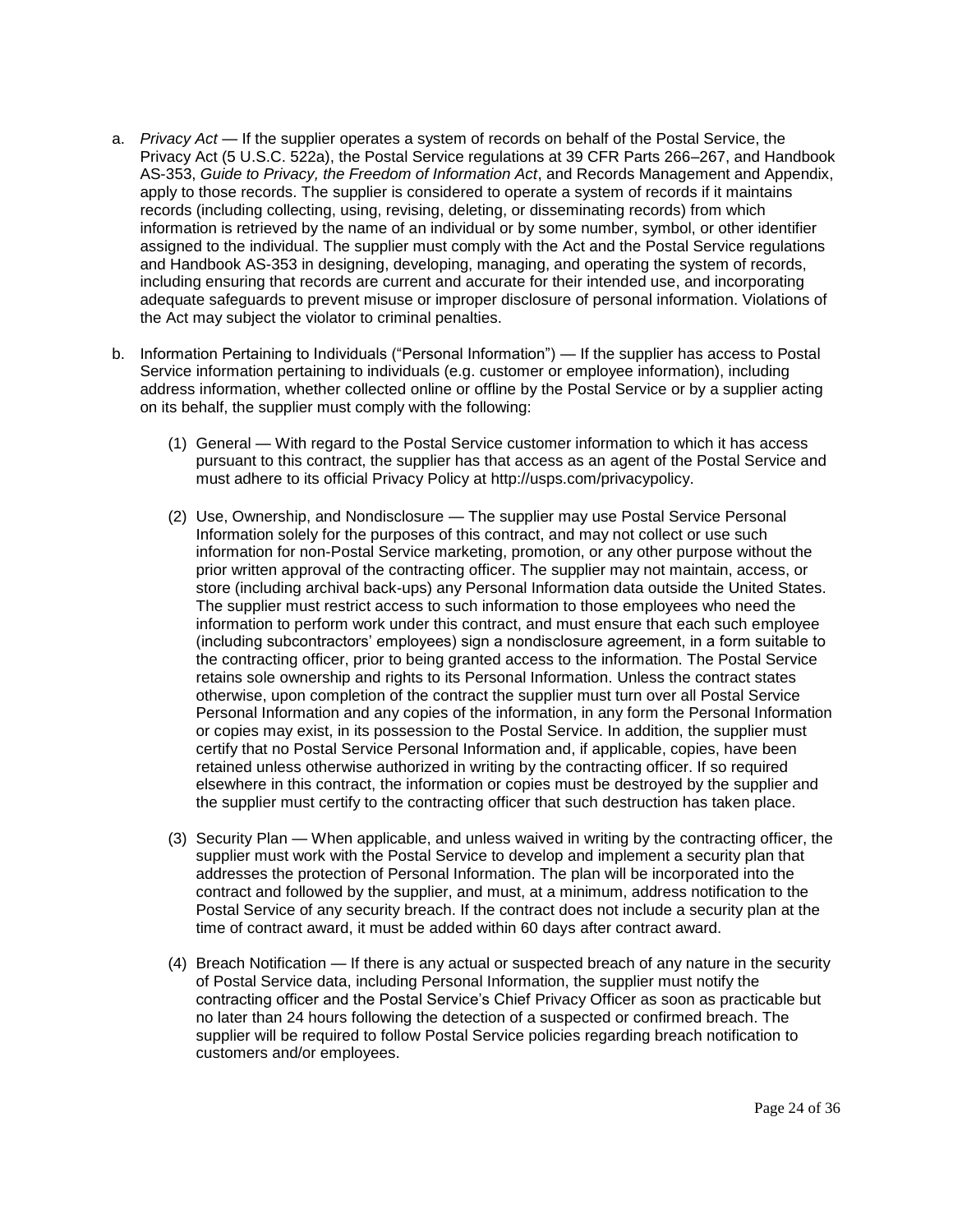a. *Privacy Act* — If the supplier operates a system of records on behalf of the Postal Service, the Privacy Act (5 U.S.C. 522a), the Postal Service regulations at 39 CFR Parts 266–267, and Handbook AS-353, *Guide to Privacy, the Freedom of Information Act*, and Records Management and Appendix, apply to those records. The supplier is considered to operate a system of records if it maintains records (including collecting, using, revising, deleting, or disseminating records) from which information is retrieved by the name of an individual or by some number, symbol, or other identifier assigned to the individual. The supplier must comply with the Act and the Postal Service regulations and Handbook AS-353 in designing, developing, managing, and operating the system of records, including ensuring that records are current and accurate for their intended use, and incorporating adequate safeguards to prevent misuse or improper disclosure of personal information. Violations of the Act may subject the violator to criminal penalties.

b. Information Pertaining to Individuals ("Personal Information") — If the supplier has access to Postal Service information pertaining to individuals (e.g. customer or employee information), including address information, whether collected online or offline by the Postal Service or by a supplier acting on its behalf, the supplier must comply with the following:

   (1) General — With regard to the Postal Service customer information to which it has access pursuant to this contract, the supplier has that access as an agent of the Postal Service and must adhere to its official Privacy Policy at http://usps.com/privacypolicy.

   (2) Use, Ownership, and Nondisclosure — The supplier may use Postal Service Personal Information solely for the purposes of this contract, and may not collect or use such information for non-Postal Service marketing, promotion, or any other purpose without the prior written approval of the contracting officer. The supplier may not maintain, access, or store (including archival back-ups) any Personal Information data outside the United States. The supplier must restrict access to such information to those employees who need the information to perform work under this contract, and must ensure that each such employee (including subcontractors' employees) sign a nondisclosure agreement, in a form suitable to the contracting officer, prior to being granted access to the information. The Postal Service retains sole ownership and rights to its Personal Information. Unless the contract states otherwise, upon completion of the contract the supplier must turn over all Postal Service Personal Information and any copies of the information, in any form the Personal Information or copies may exist, in its possession to the Postal Service. In addition, the supplier must certify that no Postal Service Personal Information and, if applicable, copies, have been retained unless otherwise authorized in writing by the contracting officer. If so required elsewhere in this contract, the information or copies must be destroyed by the supplier and the supplier must certify to the contracting officer that such destruction has taken place.

   (3) Security Plan — When applicable, and unless waived in writing by the contracting officer, the supplier must work with the Postal Service to develop and implement a security plan that addresses the protection of Personal Information. The plan will be incorporated into the contract and followed by the supplier, and must, at a minimum, address notification to the Postal Service of any security breach. If the contract does not include a security plan at the time of contract award, it must be added within 60 days after contract award.

   (4) Breach Notification — If there is any actual or suspected breach of any nature in the security of Postal Service data, including Personal Information, the supplier must notify the contracting officer and the Postal Service's Chief Privacy Officer as soon as practicable but no later than 24 hours following the detection of a suspected or confirmed breach. The supplier will be required to follow Postal Service policies regarding breach notification to customers and/or employees.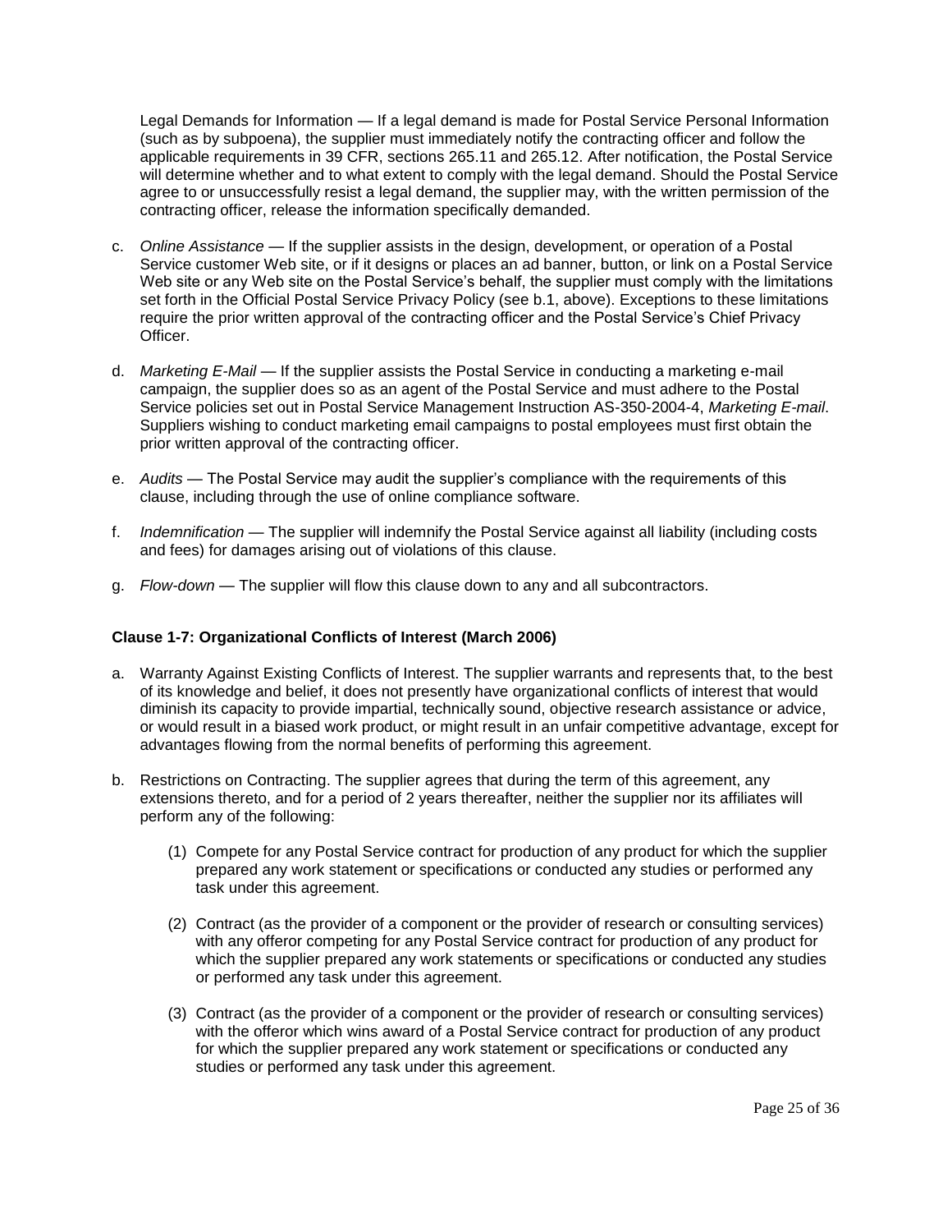Legal Demands for Information — If a legal demand is made for Postal Service Personal Information (such as by subpoena), the supplier must immediately notify the contracting officer and follow the applicable requirements in 39 CFR, sections 265.11 and 265.12. After notification, the Postal Service will determine whether and to what extent to comply with the legal demand. Should the Postal Service agree to or unsuccessfully resist a legal demand, the supplier may, with the written permission of the contracting officer, release the information specifically demanded.

c. *Online Assistance* — If the supplier assists in the design, development, or operation of a Postal Service customer Web site, or if it designs or places an ad banner, button, or link on a Postal Service Web site or any Web site on the Postal Service's behalf, the supplier must comply with the limitations set forth in the Official Postal Service Privacy Policy (see b.1, above). Exceptions to these limitations require the prior written approval of the contracting officer and the Postal Service's Chief Privacy Officer.

d. *Marketing E-Mail* — If the supplier assists the Postal Service in conducting a marketing e-mail campaign, the supplier does so as an agent of the Postal Service and must adhere to the Postal Service policies set out in Postal Service Management Instruction AS-350-2004-4, *Marketing E-mail*. Suppliers wishing to conduct marketing email campaigns to postal employees must first obtain the prior written approval of the contracting officer.

e. *Audits* — The Postal Service may audit the supplier's compliance with the requirements of this clause, including through the use of online compliance software.

f. *Indemnification* — The supplier will indemnify the Postal Service against all liability (including costs and fees) for damages arising out of violations of this clause.

g. *Flow-down* — The supplier will flow this clause down to any and all subcontractors.

**Clause 1-7: Organizational Conflicts of Interest (March 2006)**

a. Warranty Against Existing Conflicts of Interest. The supplier warrants and represents that, to the best of its knowledge and belief, it does not presently have organizational conflicts of interest that would diminish its capacity to provide impartial, technically sound, objective research assistance or advice, or would result in a biased work product, or might result in an unfair competitive advantage, except for advantages flowing from the normal benefits of performing this agreement.

b. Restrictions on Contracting. The supplier agrees that during the term of this agreement, any extensions thereto, and for a period of 2 years thereafter, neither the supplier nor its affiliates will perform any of the following:

   (1) Compete for any Postal Service contract for production of any product for which the supplier prepared any work statement or specifications or conducted any studies or performed any task under this agreement.

   (2) Contract (as the provider of a component or the provider of research or consulting services) with any offeror competing for any Postal Service contract for production of any product for which the supplier prepared any work statements or specifications or conducted any studies or performed any task under this agreement.

   (3) Contract (as the provider of a component or the provider of research or consulting services) with the offeror which wins award of a Postal Service contract for production of any product for which the supplier prepared any work statement or specifications or conducted any studies or performed any task under this agreement.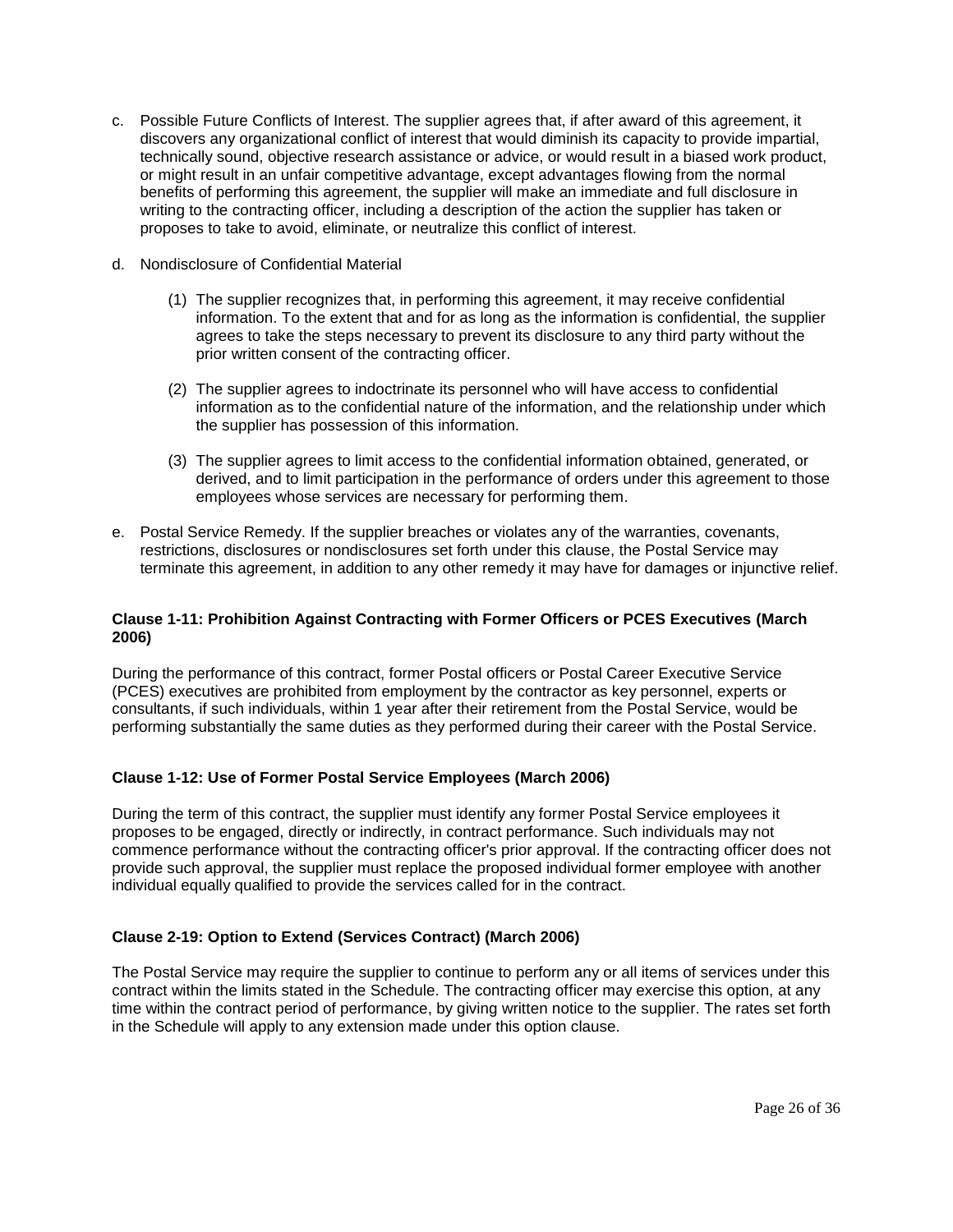c. Possible Future Conflicts of Interest. The supplier agrees that, if after award of this agreement, it discovers any organizational conflict of interest that would diminish its capacity to provide impartial, technically sound, objective research assistance or advice, or would result in a biased work product, or might result in an unfair competitive advantage, except advantages flowing from the normal benefits of performing this agreement, the supplier will make an immediate and full disclosure in writing to the contracting officer, including a description of the action the supplier has taken or proposes to take to avoid, eliminate, or neutralize this conflict of interest.

d. Nondisclosure of Confidential Material

   (1) The supplier recognizes that, in performing this agreement, it may receive confidential information. To the extent that and for as long as the information is confidential, the supplier agrees to take the steps necessary to prevent its disclosure to any third party without the prior written consent of the contracting officer.

   (2) The supplier agrees to indoctrinate its personnel who will have access to confidential information as to the confidential nature of the information, and the relationship under which the supplier has possession of this information.

   (3) The supplier agrees to limit access to the confidential information obtained, generated, or derived, and to limit participation in the performance of orders under this agreement to those employees whose services are necessary for performing them.

e. Postal Service Remedy. If the supplier breaches or violates any of the warranties, covenants, restrictions, disclosures or nondisclosures set forth under this clause, the Postal Service may terminate this agreement, in addition to any other remedy it may have for damages or injunctive relief.

**Clause 1-11: Prohibition Against Contracting with Former Officers or PCES Executives (March 2006)**

During the performance of this contract, former Postal officers or Postal Career Executive Service (PCES) executives are prohibited from employment by the contractor as key personnel, experts or consultants, if such individuals, within 1 year after their retirement from the Postal Service, would be performing substantially the same duties as they performed during their career with the Postal Service.

**Clause 1-12: Use of Former Postal Service Employees (March 2006)**

During the term of this contract, the supplier must identify any former Postal Service employees it proposes to be engaged, directly or indirectly, in contract performance. Such individuals may not commence performance without the contracting officer's prior approval. If the contracting officer does not provide such approval, the supplier must replace the proposed individual former employee with another individual equally qualified to provide the services called for in the contract.

**Clause 2-19: Option to Extend (Services Contract) (March 2006)**

The Postal Service may require the supplier to continue to perform any or all items of services under this contract within the limits stated in the Schedule. The contracting officer may exercise this option, at any time within the contract period of performance, by giving written notice to the supplier. The rates set forth in the Schedule will apply to any extension made under this option clause.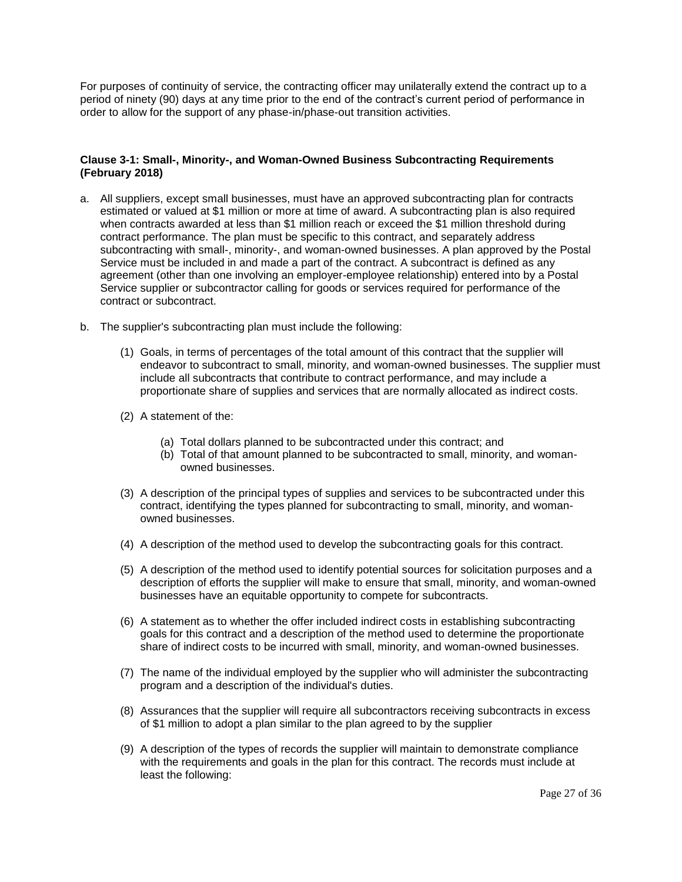For purposes of continuity of service, the contracting officer may unilaterally extend the contract up to a period of ninety (90) days at any time prior to the end of the contract's current period of performance in order to allow for the support of any phase-in/phase-out transition activities.

**Clause 3-1: Small-, Minority-, and Woman-Owned Business Subcontracting Requirements (February 2018)**

a. All suppliers, except small businesses, must have an approved subcontracting plan for contracts estimated or valued at $1 million or more at time of award. A subcontracting plan is also required when contracts awarded at less than $1 million reach or exceed the $1 million threshold during contract performance. The plan must be specific to this contract, and separately address subcontracting with small-, minority-, and woman-owned businesses. A plan approved by the Postal Service must be included in and made a part of the contract. A subcontract is defined as any agreement (other than one involving an employer-employee relationship) entered into by a Postal Service supplier or subcontractor calling for goods or services required for performance of the contract or subcontract.

b. The supplier's subcontracting plan must include the following:

   (1) Goals, in terms of percentages of the total amount of this contract that the supplier will endeavor to subcontract to small, minority, and woman-owned businesses. The supplier must include all subcontracts that contribute to contract performance, and may include a proportionate share of supplies and services that are normally allocated as indirect costs.

   (2) A statement of the:

      (a) Total dollars planned to be subcontracted under this contract; and
      (b) Total of that amount planned to be subcontracted to small, minority, and woman-owned businesses.

   (3) A description of the principal types of supplies and services to be subcontracted under this contract, identifying the types planned for subcontracting to small, minority, and woman-owned businesses.

   (4) A description of the method used to develop the subcontracting goals for this contract.

   (5) A description of the method used to identify potential sources for solicitation purposes and a description of efforts the supplier will make to ensure that small, minority, and woman-owned businesses have an equitable opportunity to compete for subcontracts.

   (6) A statement as to whether the offer included indirect costs in establishing subcontracting goals for this contract and a description of the method used to determine the proportionate share of indirect costs to be incurred with small, minority, and woman-owned businesses.

   (7) The name of the individual employed by the supplier who will administer the subcontracting program and a description of the individual's duties.

   (8) Assurances that the supplier will require all subcontractors receiving subcontracts in excess of $1 million to adopt a plan similar to the plan agreed to by the supplier

   (9) A description of the types of records the supplier will maintain to demonstrate compliance with the requirements and goals in the plan for this contract. The records must include at least the following: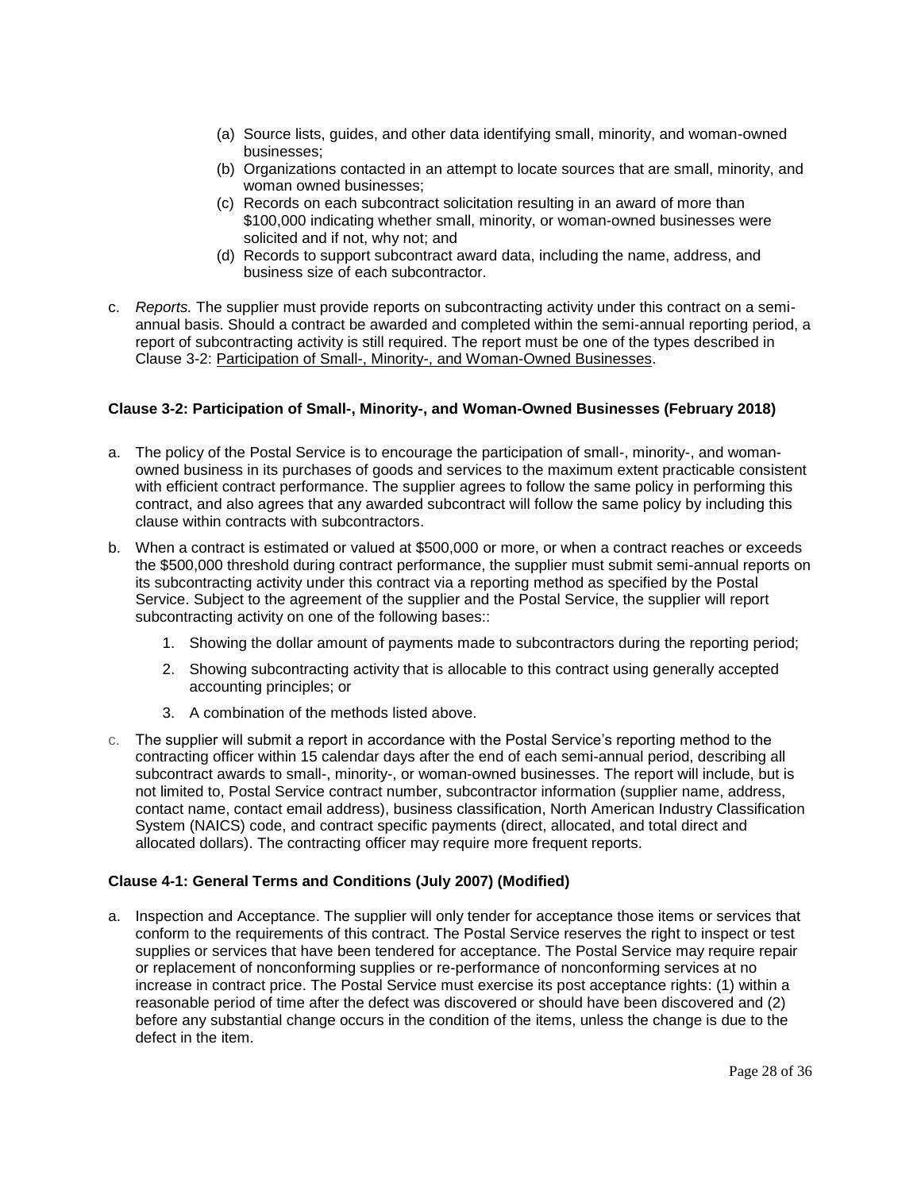(a) Source lists, guides, and other data identifying small, minority, and woman-owned businesses;
(b) Organizations contacted in an attempt to locate sources that are small, minority, and woman owned businesses;
(c) Records on each subcontract solicitation resulting in an award of more than $100,000 indicating whether small, minority, or woman-owned businesses were solicited and if not, why not; and
(d) Records to support subcontract award data, including the name, address, and business size of each subcontractor.

c. *Reports.* The supplier must provide reports on subcontracting activity under this contract on a semi-annual basis. Should a contract be awarded and completed within the semi-annual reporting period, a report of subcontracting activity is still required. The report must be one of the types described in Clause 3-2: Participation of Small-, Minority-, and Woman-Owned Businesses.

**Clause 3-2: Participation of Small-, Minority-, and Woman-Owned Businesses (February 2018)**

a. The policy of the Postal Service is to encourage the participation of small-, minority-, and woman-owned business in its purchases of goods and services to the maximum extent practicable consistent with efficient contract performance. The supplier agrees to follow the same policy in performing this contract, and also agrees that any awarded subcontract will follow the same policy by including this clause within contracts with subcontractors.

b. When a contract is estimated or valued at $500,000 or more, or when a contract reaches or exceeds the $500,000 threshold during contract performance, the supplier must submit semi-annual reports on its subcontracting activity under this contract via a reporting method as specified by the Postal Service. Subject to the agreement of the supplier and the Postal Service, the supplier will report subcontracting activity on one of the following bases::

   1. Showing the dollar amount of payments made to subcontractors during the reporting period;
   2. Showing subcontracting activity that is allocable to this contract using generally accepted accounting principles; or
   3. A combination of the methods listed above.

c. The supplier will submit a report in accordance with the Postal Service's reporting method to the contracting officer within 15 calendar days after the end of each semi-annual period, describing all subcontract awards to small-, minority-, or woman-owned businesses. The report will include, but is not limited to, Postal Service contract number, subcontractor information (supplier name, address, contact name, contact email address), business classification, North American Industry Classification System (NAICS) code, and contract specific payments (direct, allocated, and total direct and allocated dollars). The contracting officer may require more frequent reports.

**Clause 4-1: General Terms and Conditions (July 2007) (Modified)**

a. Inspection and Acceptance. The supplier will only tender for acceptance those items or services that conform to the requirements of this contract. The Postal Service reserves the right to inspect or test supplies or services that have been tendered for acceptance. The Postal Service may require repair or replacement of nonconforming supplies or re-performance of nonconforming services at no increase in contract price. The Postal Service must exercise its post acceptance rights: (1) within a reasonable period of time after the defect was discovered or should have been discovered and (2) before any substantial change occurs in the condition of the items, unless the change is due to the defect in the item.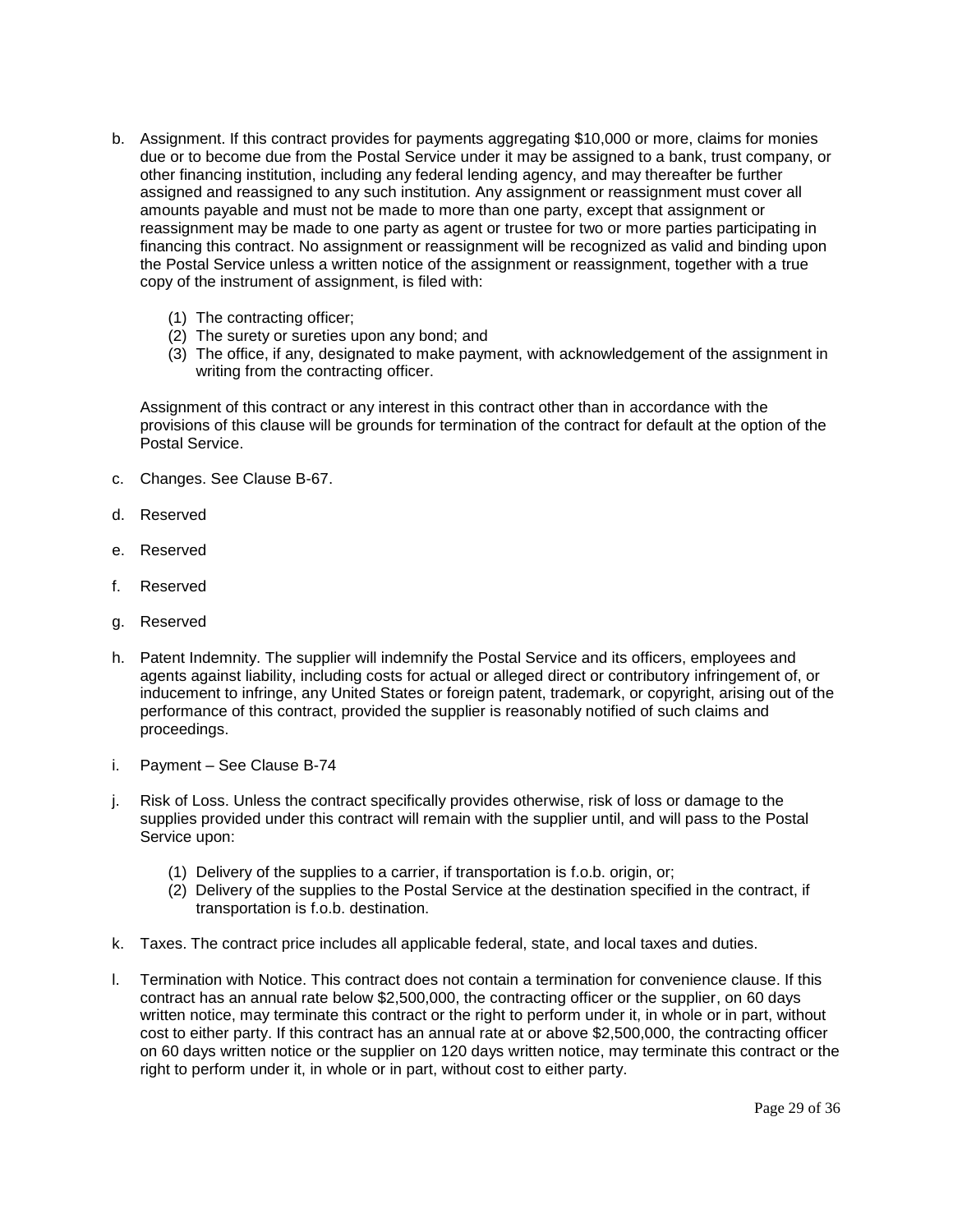b. Assignment. If this contract provides for payments aggregating $10,000 or more, claims for monies due or to become due from the Postal Service under it may be assigned to a bank, trust company, or other financing institution, including any federal lending agency, and may thereafter be further assigned and reassigned to any such institution. Any assignment or reassignment must cover all amounts payable and must not be made to more than one party, except that assignment or reassignment may be made to one party as agent or trustee for two or more parties participating in financing this contract. No assignment or reassignment will be recognized as valid and binding upon the Postal Service unless a written notice of the assignment or reassignment, together with a true copy of the instrument of assignment, is filed with:

   (1) The contracting officer;
   (2) The surety or sureties upon any bond; and
   (3) The office, if any, designated to make payment, with acknowledgement of the assignment in writing from the contracting officer.

   Assignment of this contract or any interest in this contract other than in accordance with the provisions of this clause will be grounds for termination of the contract for default at the option of the Postal Service.

c. Changes. See Clause B-67.

d. Reserved

e. Reserved

f. Reserved

g. Reserved

h. Patent Indemnity. The supplier will indemnify the Postal Service and its officers, employees and agents against liability, including costs for actual or alleged direct or contributory infringement of, or inducement to infringe, any United States or foreign patent, trademark, or copyright, arising out of the performance of this contract, provided the supplier is reasonably notified of such claims and proceedings.

i. Payment – See Clause B-74

j. Risk of Loss. Unless the contract specifically provides otherwise, risk of loss or damage to the supplies provided under this contract will remain with the supplier until, and will pass to the Postal Service upon:

   (1) Delivery of the supplies to a carrier, if transportation is f.o.b. origin, or;
   (2) Delivery of the supplies to the Postal Service at the destination specified in the contract, if transportation is f.o.b. destination.

k. Taxes. The contract price includes all applicable federal, state, and local taxes and duties.

l. Termination with Notice. This contract does not contain a termination for convenience clause. If this contract has an annual rate below $2,500,000, the contracting officer or the supplier, on 60 days written notice, may terminate this contract or the right to perform under it, in whole or in part, without cost to either party. If this contract has an annual rate at or above $2,500,000, the contracting officer on 60 days written notice or the supplier on 120 days written notice, may terminate this contract or the right to perform under it, in whole or in part, without cost to either party.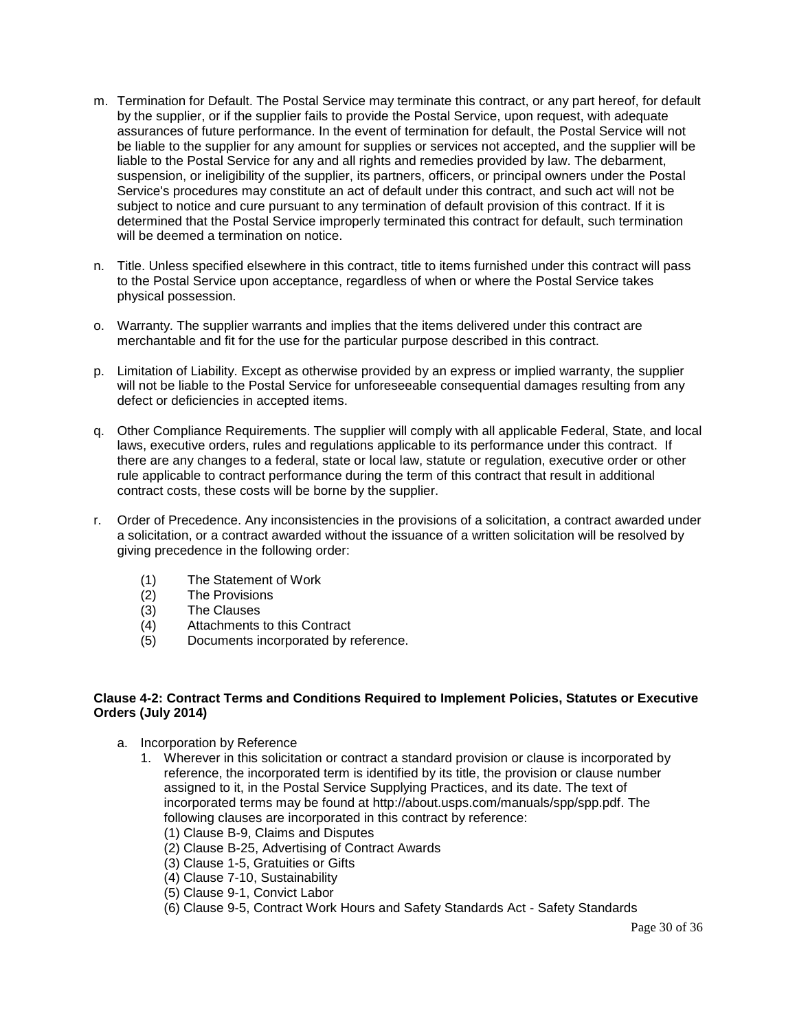m. Termination for Default. The Postal Service may terminate this contract, or any part hereof, for default by the supplier, or if the supplier fails to provide the Postal Service, upon request, with adequate assurances of future performance. In the event of termination for default, the Postal Service will not be liable to the supplier for any amount for supplies or services not accepted, and the supplier will be liable to the Postal Service for any and all rights and remedies provided by law. The debarment, suspension, or ineligibility of the supplier, its partners, officers, or principal owners under the Postal Service's procedures may constitute an act of default under this contract, and such act will not be subject to notice and cure pursuant to any termination of default provision of this contract. If it is determined that the Postal Service improperly terminated this contract for default, such termination will be deemed a termination on notice.

n. Title. Unless specified elsewhere in this contract, title to items furnished under this contract will pass to the Postal Service upon acceptance, regardless of when or where the Postal Service takes physical possession.

o. Warranty. The supplier warrants and implies that the items delivered under this contract are merchantable and fit for the use for the particular purpose described in this contract.

p. Limitation of Liability. Except as otherwise provided by an express or implied warranty, the supplier will not be liable to the Postal Service for unforeseeable consequential damages resulting from any defect or deficiencies in accepted items.

q. Other Compliance Requirements. The supplier will comply with all applicable Federal, State, and local laws, executive orders, rules and regulations applicable to its performance under this contract. If there are any changes to a federal, state or local law, statute or regulation, executive order or other rule applicable to contract performance during the term of this contract that result in additional contract costs, these costs will be borne by the supplier.

r. Order of Precedence. Any inconsistencies in the provisions of a solicitation, a contract awarded under a solicitation, or a contract awarded without the issuance of a written solicitation will be resolved by giving precedence in the following order:

   (1) The Statement of Work
   (2) The Provisions
   (3) The Clauses
   (4) Attachments to this Contract
   (5) Documents incorporated by reference.

**Clause 4-2: Contract Terms and Conditions Required to Implement Policies, Statutes or Executive Orders (July 2014)**

a. Incorporation by Reference
   1. Wherever in this solicitation or contract a standard provision or clause is incorporated by reference, the incorporated term is identified by its title, the provision or clause number assigned to it, in the Postal Service Supplying Practices, and its date. The text of incorporated terms may be found at http://about.usps.com/manuals/spp/spp.pdf. The following clauses are incorporated in this contract by reference:
      (1) Clause B-9, Claims and Disputes
      (2) Clause B-25, Advertising of Contract Awards
      (3) Clause 1-5, Gratuities or Gifts
      (4) Clause 7-10, Sustainability
      (5) Clause 9-1, Convict Labor
      (6) Clause 9-5, Contract Work Hours and Safety Standards Act - Safety Standards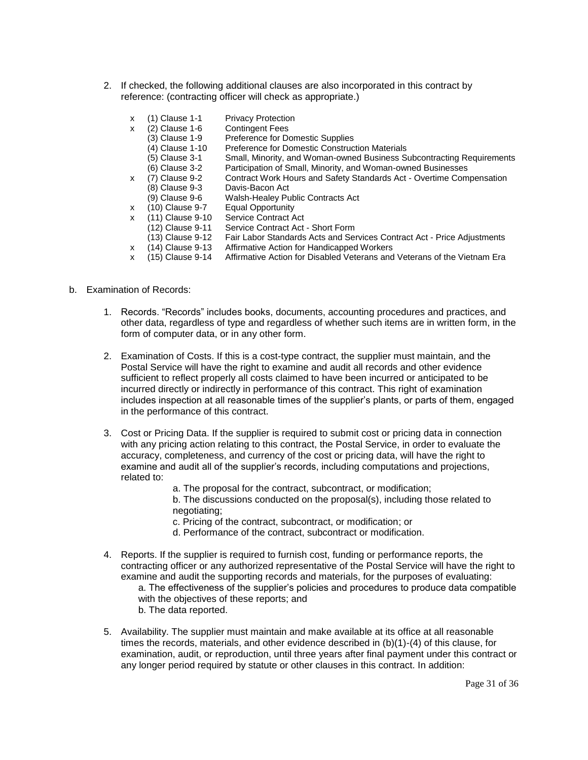2. If checked, the following additional clauses are also incorporated in this contract by reference: (contracting officer will check as appropriate.)

| | | |
|---|---|---|
| x | (1) Clause 1-1 | Privacy Protection |
| x | (2) Clause 1-6 | Contingent Fees |
| | (3) Clause 1-9 | Preference for Domestic Supplies |
| | (4) Clause 1-10 | Preference for Domestic Construction Materials |
| | (5) Clause 3-1 | Small, Minority, and Woman-owned Business Subcontracting Requirements |
| | (6) Clause 3-2 | Participation of Small, Minority, and Woman-owned Businesses |
| x | (7) Clause 9-2 | Contract Work Hours and Safety Standards Act - Overtime Compensation |
| | (8) Clause 9-3 | Davis-Bacon Act |
| | (9) Clause 9-6 | Walsh-Healey Public Contracts Act |
| x | (10) Clause 9-7 | Equal Opportunity |
| x | (11) Clause 9-10 | Service Contract Act |
| | (12) Clause 9-11 | Service Contract Act - Short Form |
| | (13) Clause 9-12 | Fair Labor Standards Acts and Services Contract Act - Price Adjustments |
| x | (14) Clause 9-13 | Affirmative Action for Handicapped Workers |
| x | (15) Clause 9-14 | Affirmative Action for Disabled Veterans and Veterans of the Vietnam Era |

b. Examination of Records:

1. Records. “Records” includes books, documents, accounting procedures and practices, and other data, regardless of type and regardless of whether such items are in written form, in the form of computer data, or in any other form.

2. Examination of Costs. If this is a cost-type contract, the supplier must maintain, and the Postal Service will have the right to examine and audit all records and other evidence sufficient to reflect properly all costs claimed to have been incurred or anticipated to be incurred directly or indirectly in performance of this contract. This right of examination includes inspection at all reasonable times of the supplier’s plants, or parts of them, engaged in the performance of this contract.

3. Cost or Pricing Data. If the supplier is required to submit cost or pricing data in connection with any pricing action relating to this contract, the Postal Service, in order to evaluate the accuracy, completeness, and currency of the cost or pricing data, will have the right to examine and audit all of the supplier’s records, including computations and projections, related to:

   a. The proposal for the contract, subcontract, or modification;
   b. The discussions conducted on the proposal(s), including those related to negotiating;
   c. Pricing of the contract, subcontract, or modification; or
   d. Performance of the contract, subcontract or modification.

4. Reports. If the supplier is required to furnish cost, funding or performance reports, the contracting officer or any authorized representative of the Postal Service will have the right to examine and audit the supporting records and materials, for the purposes of evaluating:
   a. The effectiveness of the supplier’s policies and procedures to produce data compatible with the objectives of these reports; and
   b. The data reported.

5. Availability. The supplier must maintain and make available at its office at all reasonable times the records, materials, and other evidence described in (b)(1)-(4) of this clause, for examination, audit, or reproduction, until three years after final payment under this contract or any longer period required by statute or other clauses in this contract. In addition: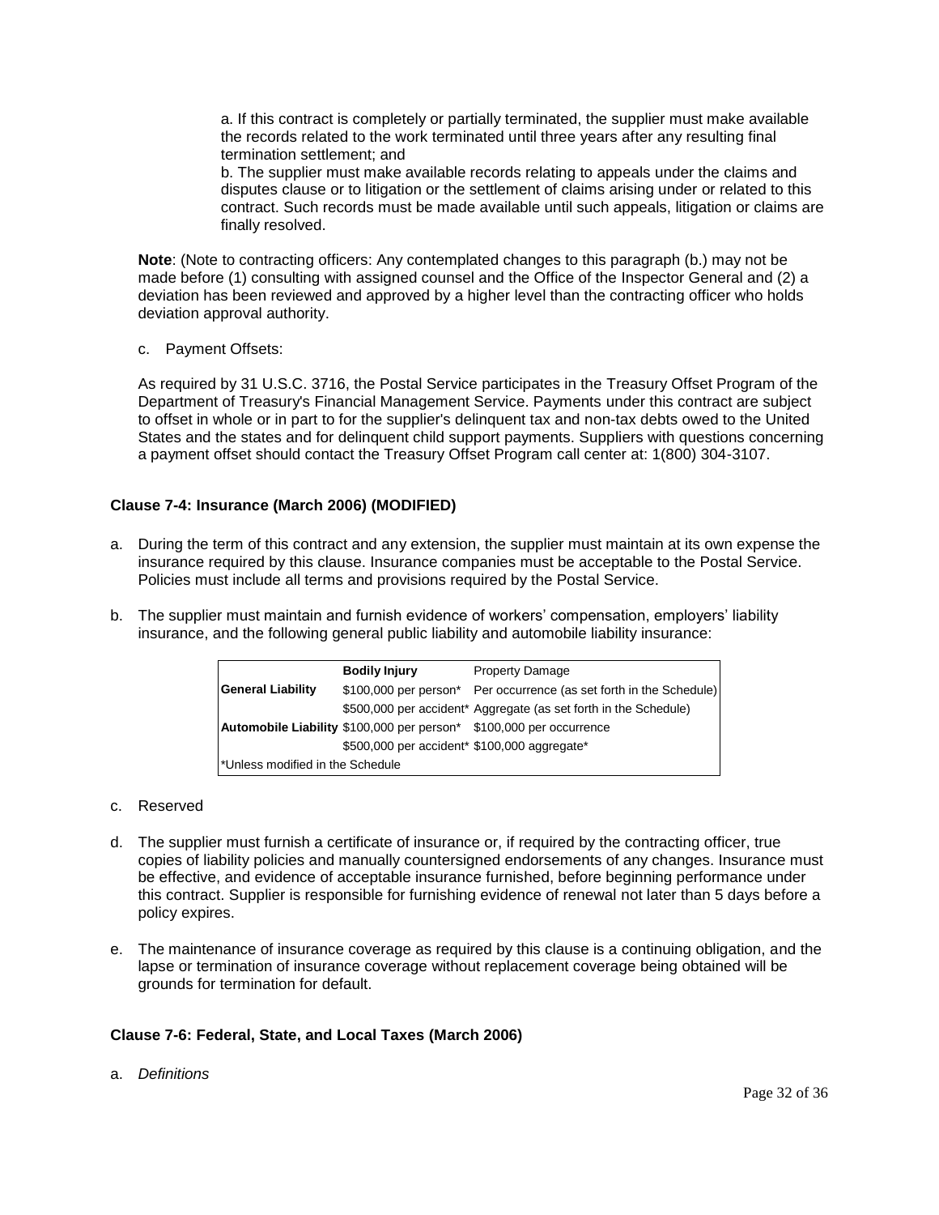a. If this contract is completely or partially terminated, the supplier must make available the records related to the work terminated until three years after any resulting final termination settlement; and

b. The supplier must make available records relating to appeals under the claims and disputes clause or to litigation or the settlement of claims arising under or related to this contract. Such records must be made available until such appeals, litigation or claims are finally resolved.

**Note**: (Note to contracting officers: Any contemplated changes to this paragraph (b.) may not be made before (1) consulting with assigned counsel and the Office of the Inspector General and (2) a deviation has been reviewed and approved by a higher level than the contracting officer who holds deviation approval authority.

c. Payment Offsets:

As required by 31 U.S.C. 3716, the Postal Service participates in the Treasury Offset Program of the Department of Treasury's Financial Management Service. Payments under this contract are subject to offset in whole or in part to for the supplier's delinquent tax and non-tax debts owed to the United States and the states and for delinquent child support payments. Suppliers with questions concerning a payment offset should contact the Treasury Offset Program call center at: 1(800) 304-3107.

### Clause 7-4: Insurance (March 2006) (MODIFIED)

a. During the term of this contract and any extension, the supplier must maintain at its own expense the insurance required by this clause. Insurance companies must be acceptable to the Postal Service. Policies must include all terms and provisions required by the Postal Service.

b. The supplier must maintain and furnish evidence of workers' compensation, employers' liability insurance, and the following general public liability and automobile liability insurance:

| | **Bodily Injury** | Property Damage |
|---|---|---|
| **General Liability** | \$100,000 per person* | Per occurrence (as set forth in the Schedule) |
| | \$500,000 per accident* | Aggregate (as set forth in the Schedule) |
| **Automobile Liability** | \$100,000 per person* | \$100,000 per occurrence |
| | \$500,000 per accident* | \$100,000 aggregate* |
| *Unless modified in the Schedule | | |

c. Reserved

d. The supplier must furnish a certificate of insurance or, if required by the contracting officer, true copies of liability policies and manually countersigned endorsements of any changes. Insurance must be effective, and evidence of acceptable insurance furnished, before beginning performance under this contract. Supplier is responsible for furnishing evidence of renewal not later than 5 days before a policy expires.

e. The maintenance of insurance coverage as required by this clause is a continuing obligation, and the lapse or termination of insurance coverage without replacement coverage being obtained will be grounds for termination for default.

### Clause 7-6: Federal, State, and Local Taxes (March 2006)

a. *Definitions*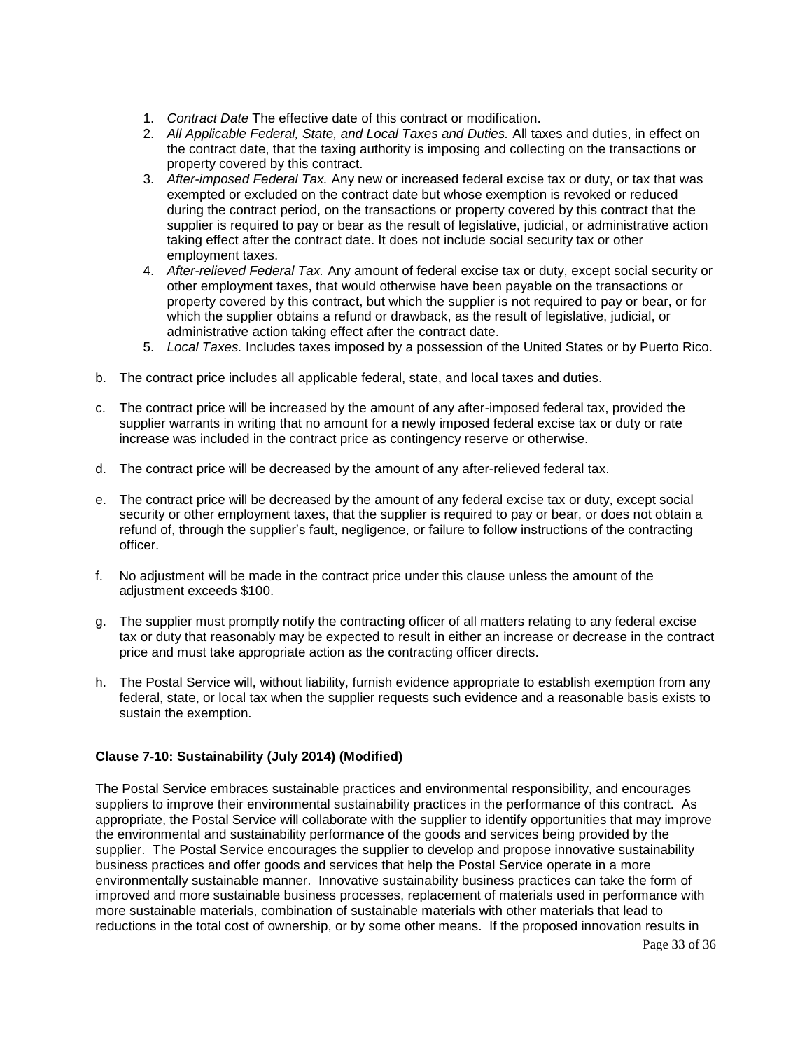1. *Contract Date* The effective date of this contract or modification.
2. *All Applicable Federal, State, and Local Taxes and Duties.* All taxes and duties, in effect on the contract date, that the taxing authority is imposing and collecting on the transactions or property covered by this contract.
3. *After-imposed Federal Tax.* Any new or increased federal excise tax or duty, or tax that was exempted or excluded on the contract date but whose exemption is revoked or reduced during the contract period, on the transactions or property covered by this contract that the supplier is required to pay or bear as the result of legislative, judicial, or administrative action taking effect after the contract date. It does not include social security tax or other employment taxes.
4. *After-relieved Federal Tax.* Any amount of federal excise tax or duty, except social security or other employment taxes, that would otherwise have been payable on the transactions or property covered by this contract, but which the supplier is not required to pay or bear, or for which the supplier obtains a refund or drawback, as the result of legislative, judicial, or administrative action taking effect after the contract date.
5. *Local Taxes.* Includes taxes imposed by a possession of the United States or by Puerto Rico.

b. The contract price includes all applicable federal, state, and local taxes and duties.

c. The contract price will be increased by the amount of any after-imposed federal tax, provided the supplier warrants in writing that no amount for a newly imposed federal excise tax or duty or rate increase was included in the contract price as contingency reserve or otherwise.

d. The contract price will be decreased by the amount of any after-relieved federal tax.

e. The contract price will be decreased by the amount of any federal excise tax or duty, except social security or other employment taxes, that the supplier is required to pay or bear, or does not obtain a refund of, through the supplier's fault, negligence, or failure to follow instructions of the contracting officer.

f. No adjustment will be made in the contract price under this clause unless the amount of the adjustment exceeds $100.

g. The supplier must promptly notify the contracting officer of all matters relating to any federal excise tax or duty that reasonably may be expected to result in either an increase or decrease in the contract price and must take appropriate action as the contracting officer directs.

h. The Postal Service will, without liability, furnish evidence appropriate to establish exemption from any federal, state, or local tax when the supplier requests such evidence and a reasonable basis exists to sustain the exemption.

**Clause 7-10: Sustainability (July 2014) (Modified)**

The Postal Service embraces sustainable practices and environmental responsibility, and encourages suppliers to improve their environmental sustainability practices in the performance of this contract. As appropriate, the Postal Service will collaborate with the supplier to identify opportunities that may improve the environmental and sustainability performance of the goods and services being provided by the supplier. The Postal Service encourages the supplier to develop and propose innovative sustainability business practices and offer goods and services that help the Postal Service operate in a more environmentally sustainable manner. Innovative sustainability business practices can take the form of improved and more sustainable business processes, replacement of materials used in performance with more sustainable materials, combination of sustainable materials with other materials that lead to reductions in the total cost of ownership, or by some other means. If the proposed innovation results in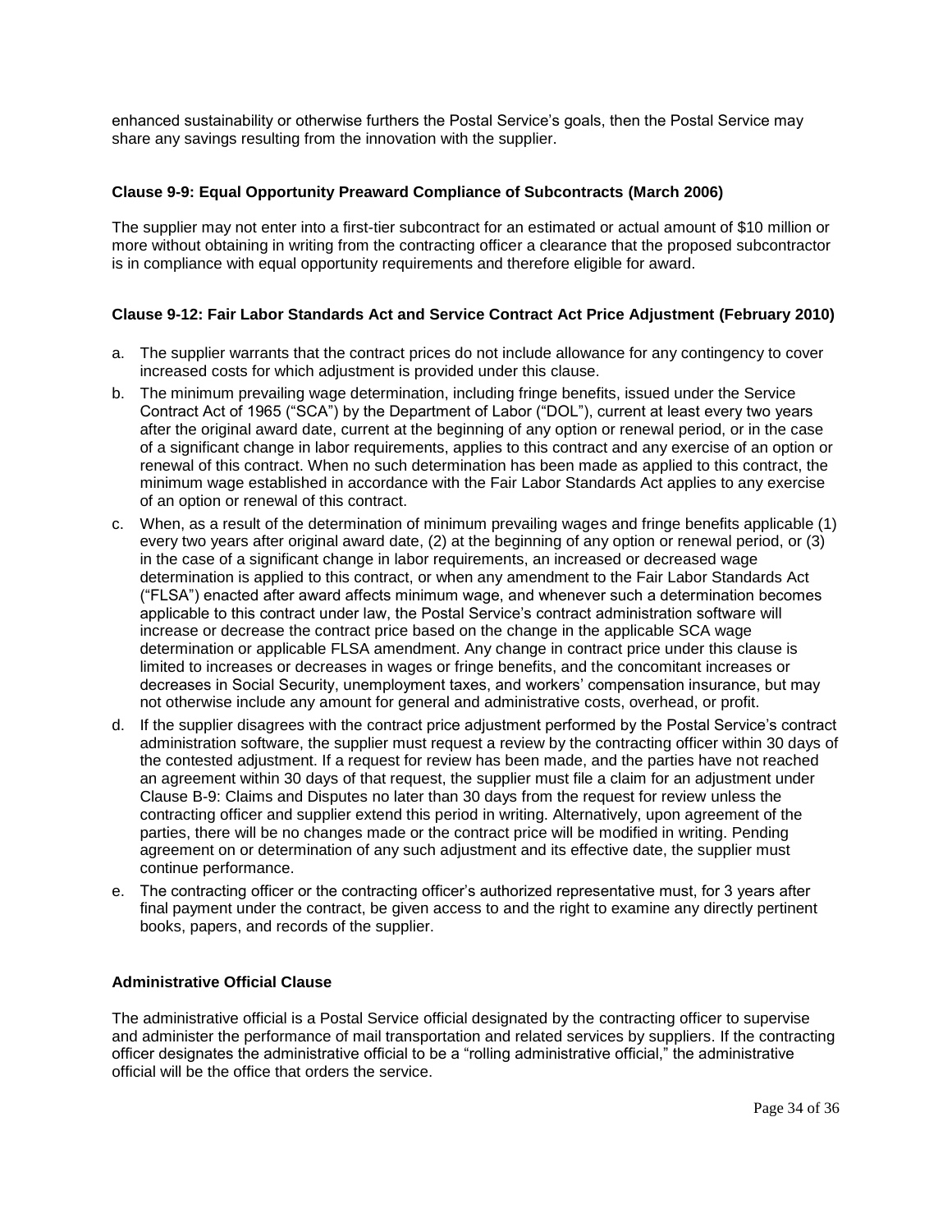enhanced sustainability or otherwise furthers the Postal Service's goals, then the Postal Service may share any savings resulting from the innovation with the supplier.

### Clause 9-9: Equal Opportunity Preaward Compliance of Subcontracts (March 2006)

The supplier may not enter into a first-tier subcontract for an estimated or actual amount of $10 million or more without obtaining in writing from the contracting officer a clearance that the proposed subcontractor is in compliance with equal opportunity requirements and therefore eligible for award.

### Clause 9-12: Fair Labor Standards Act and Service Contract Act Price Adjustment (February 2010)

a. The supplier warrants that the contract prices do not include allowance for any contingency to cover increased costs for which adjustment is provided under this clause.
b. The minimum prevailing wage determination, including fringe benefits, issued under the Service Contract Act of 1965 ("SCA") by the Department of Labor ("DOL"), current at least every two years after the original award date, current at the beginning of any option or renewal period, or in the case of a significant change in labor requirements, applies to this contract and any exercise of an option or renewal of this contract. When no such determination has been made as applied to this contract, the minimum wage established in accordance with the Fair Labor Standards Act applies to any exercise of an option or renewal of this contract.
c. When, as a result of the determination of minimum prevailing wages and fringe benefits applicable (1) every two years after original award date, (2) at the beginning of any option or renewal period, or (3) in the case of a significant change in labor requirements, an increased or decreased wage determination is applied to this contract, or when any amendment to the Fair Labor Standards Act ("FLSA") enacted after award affects minimum wage, and whenever such a determination becomes applicable to this contract under law, the Postal Service's contract administration software will increase or decrease the contract price based on the change in the applicable SCA wage determination or applicable FLSA amendment. Any change in contract price under this clause is limited to increases or decreases in wages or fringe benefits, and the concomitant increases or decreases in Social Security, unemployment taxes, and workers' compensation insurance, but may not otherwise include any amount for general and administrative costs, overhead, or profit.
d. If the supplier disagrees with the contract price adjustment performed by the Postal Service's contract administration software, the supplier must request a review by the contracting officer within 30 days of the contested adjustment. If a request for review has been made, and the parties have not reached an agreement within 30 days of that request, the supplier must file a claim for an adjustment under Clause B-9: Claims and Disputes no later than 30 days from the request for review unless the contracting officer and supplier extend this period in writing. Alternatively, upon agreement of the parties, there will be no changes made or the contract price will be modified in writing. Pending agreement on or determination of any such adjustment and its effective date, the supplier must continue performance.
e. The contracting officer or the contracting officer's authorized representative must, for 3 years after final payment under the contract, be given access to and the right to examine any directly pertinent books, papers, and records of the supplier.

### Administrative Official Clause

The administrative official is a Postal Service official designated by the contracting officer to supervise and administer the performance of mail transportation and related services by suppliers. If the contracting officer designates the administrative official to be a "rolling administrative official," the administrative official will be the office that orders the service.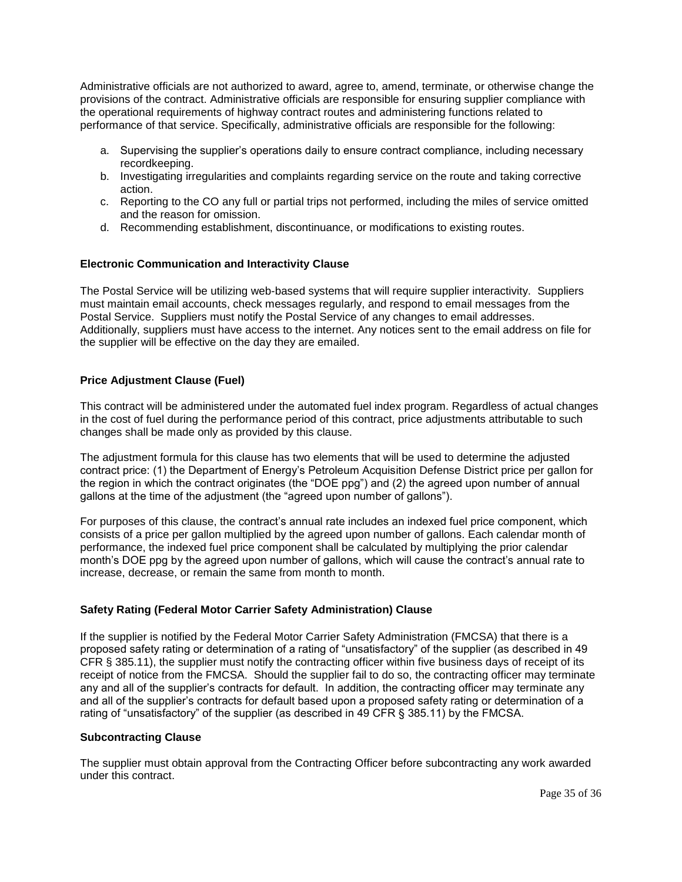Administrative officials are not authorized to award, agree to, amend, terminate, or otherwise change the provisions of the contract. Administrative officials are responsible for ensuring supplier compliance with the operational requirements of highway contract routes and administering functions related to performance of that service. Specifically, administrative officials are responsible for the following:

a. Supervising the supplier's operations daily to ensure contract compliance, including necessary recordkeeping.
b. Investigating irregularities and complaints regarding service on the route and taking corrective action.
c. Reporting to the CO any full or partial trips not performed, including the miles of service omitted and the reason for omission.
d. Recommending establishment, discontinuance, or modifications to existing routes.

**Electronic Communication and Interactivity Clause**

The Postal Service will be utilizing web-based systems that will require supplier interactivity. Suppliers must maintain email accounts, check messages regularly, and respond to email messages from the Postal Service. Suppliers must notify the Postal Service of any changes to email addresses. Additionally, suppliers must have access to the internet. Any notices sent to the email address on file for the supplier will be effective on the day they are emailed.

**Price Adjustment Clause (Fuel)**

This contract will be administered under the automated fuel index program. Regardless of actual changes in the cost of fuel during the performance period of this contract, price adjustments attributable to such changes shall be made only as provided by this clause.

The adjustment formula for this clause has two elements that will be used to determine the adjusted contract price: (1) the Department of Energy's Petroleum Acquisition Defense District price per gallon for the region in which the contract originates (the "DOE ppg") and (2) the agreed upon number of annual gallons at the time of the adjustment (the "agreed upon number of gallons").

For purposes of this clause, the contract's annual rate includes an indexed fuel price component, which consists of a price per gallon multiplied by the agreed upon number of gallons. Each calendar month of performance, the indexed fuel price component shall be calculated by multiplying the prior calendar month's DOE ppg by the agreed upon number of gallons, which will cause the contract's annual rate to increase, decrease, or remain the same from month to month.

**Safety Rating (Federal Motor Carrier Safety Administration) Clause**

If the supplier is notified by the Federal Motor Carrier Safety Administration (FMCSA) that there is a proposed safety rating or determination of a rating of "unsatisfactory" of the supplier (as described in 49 CFR § 385.11), the supplier must notify the contracting officer within five business days of receipt of its receipt of notice from the FMCSA. Should the supplier fail to do so, the contracting officer may terminate any and all of the supplier's contracts for default. In addition, the contracting officer may terminate any and all of the supplier's contracts for default based upon a proposed safety rating or determination of a rating of "unsatisfactory" of the supplier (as described in 49 CFR § 385.11) by the FMCSA.

**Subcontracting Clause**

The supplier must obtain approval from the Contracting Officer before subcontracting any work awarded under this contract.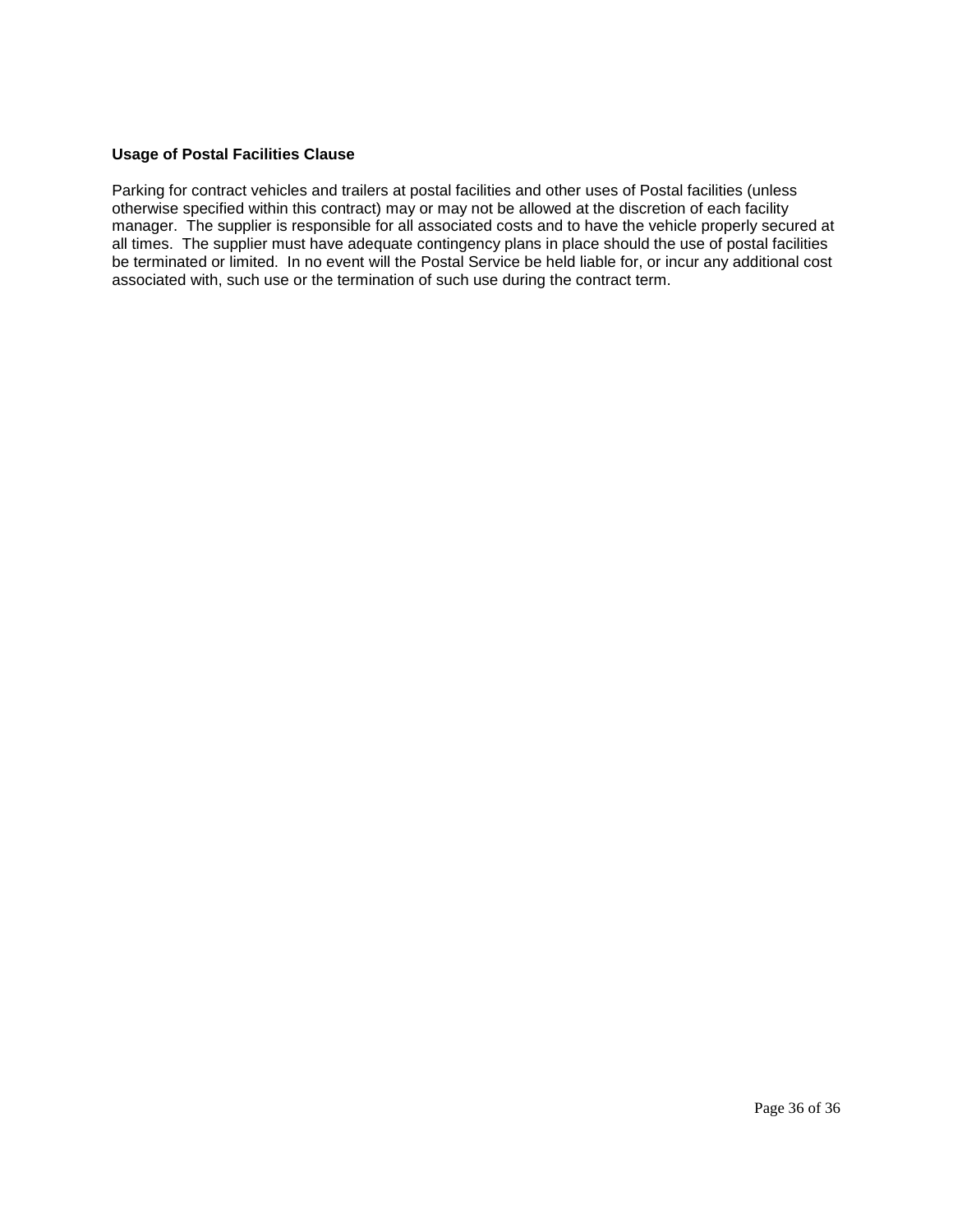**Usage of Postal Facilities Clause**

Parking for contract vehicles and trailers at postal facilities and other uses of Postal facilities (unless otherwise specified within this contract) may or may not be allowed at the discretion of each facility manager. The supplier is responsible for all associated costs and to have the vehicle properly secured at all times. The supplier must have adequate contingency plans in place should the use of postal facilities be terminated or limited. In no event will the Postal Service be held liable for, or incur any additional cost associated with, such use or the termination of such use during the contract term.